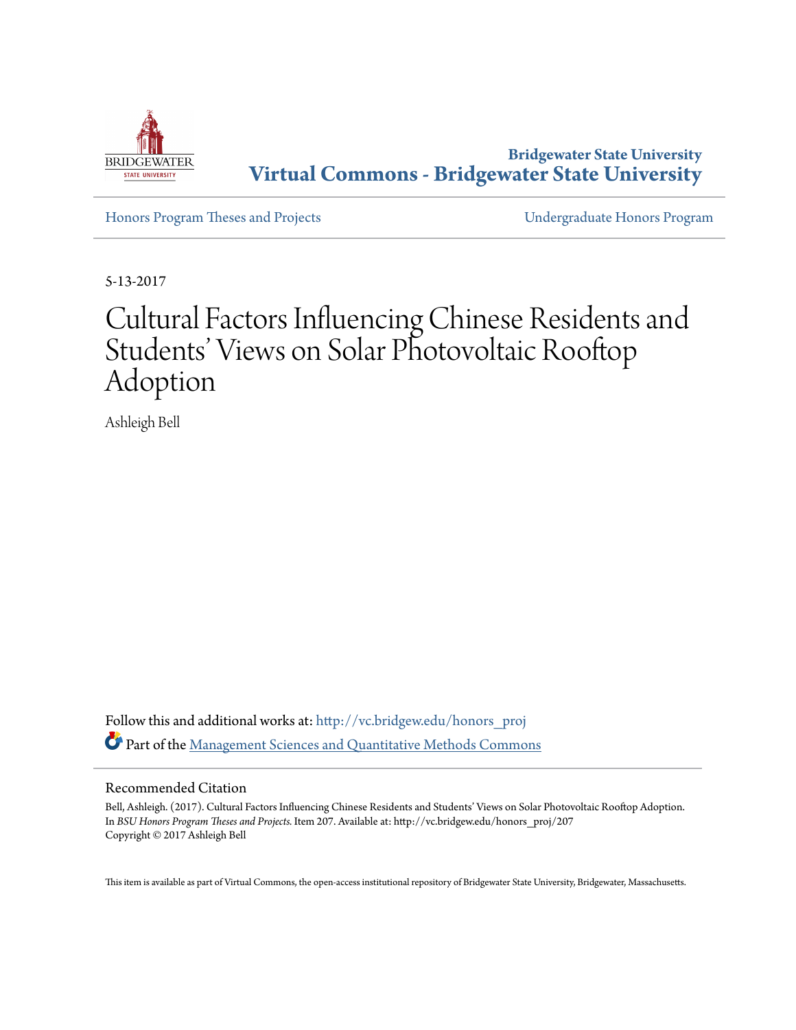Bridgewater State University

# Virtual Commons - Bridgewater State University

Honors Program Theses and Projects

Undergraduate Honors Program

5-13-2017

# Cultural Factors Influencing Chinese Residents and Students' Views on Solar Photovoltaic Rooftop Adoption

Ashleigh Bell

Follow this and additional works at: http://vc.bridgew.edu/honors_proj

Part of the Management Sciences and Quantitative Methods Commons

## Recommended Citation

Bell, Ashleigh. (2017). Cultural Factors Influencing Chinese Residents and Students' Views on Solar Photovoltaic Rooftop Adoption. In *BSU Honors Program Theses and Projects.* Item 207. Available at: http://vc.bridgew.edu/honors_proj/207
Copyright © 2017 Ashleigh Bell

This item is available as part of Virtual Commons, the open-access institutional repository of Bridgewater State University, Bridgewater, Massachusetts.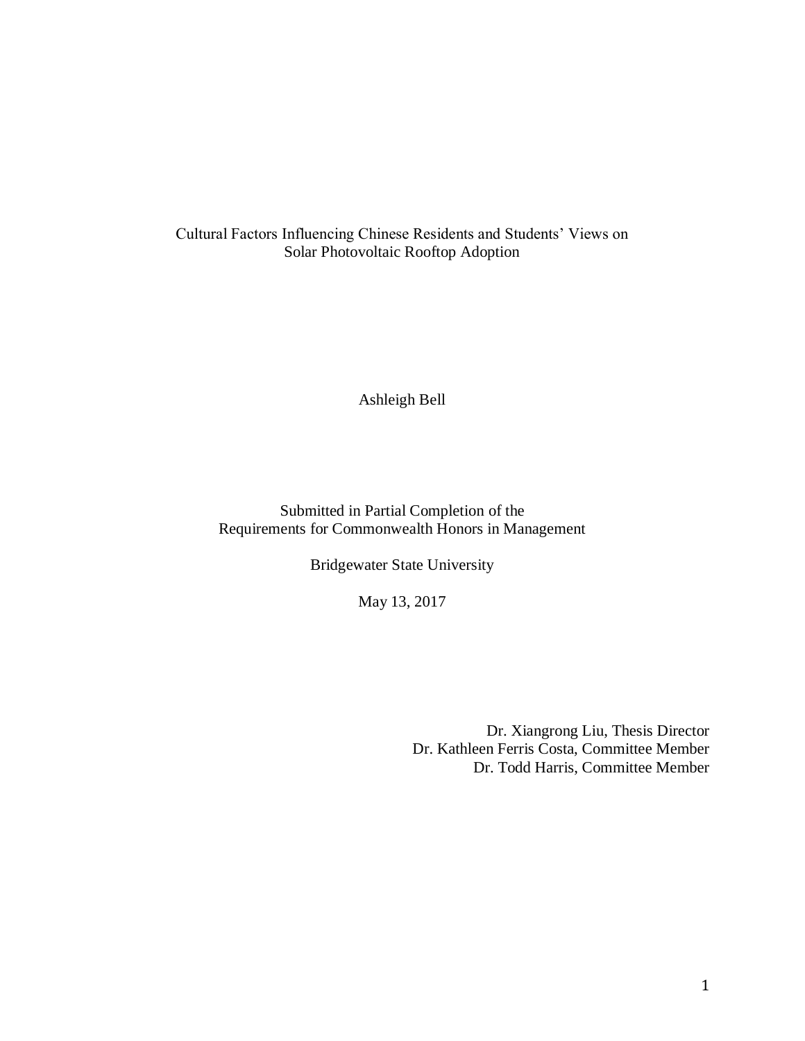Cultural Factors Influencing Chinese Residents and Students' Views on Solar Photovoltaic Rooftop Adoption

Ashleigh Bell

Submitted in Partial Completion of the
Requirements for Commonwealth Honors in Management

Bridgewater State University

May 13, 2017

Dr. Xiangrong Liu, Thesis Director
Dr. Kathleen Ferris Costa, Committee Member
Dr. Todd Harris, Committee Member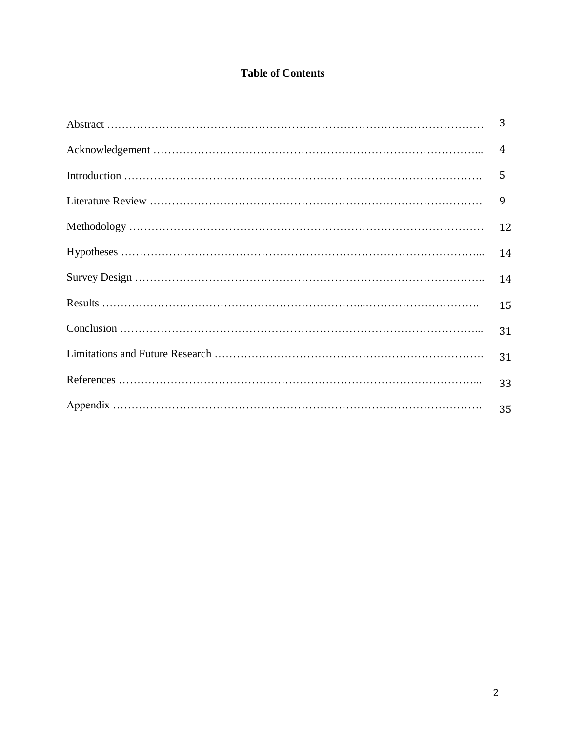# Table of Contents

| Section | Page |
|---|---|
| Abstract | 3 |
| Acknowledgement | 4 |
| Introduction | 5 |
| Literature Review | 9 |
| Methodology | 12 |
| Hypotheses | 14 |
| Survey Design | 14 |
| Results | 15 |
| Conclusion | 31 |
| Limitations and Future Research | 31 |
| References | 33 |
| Appendix | 35 |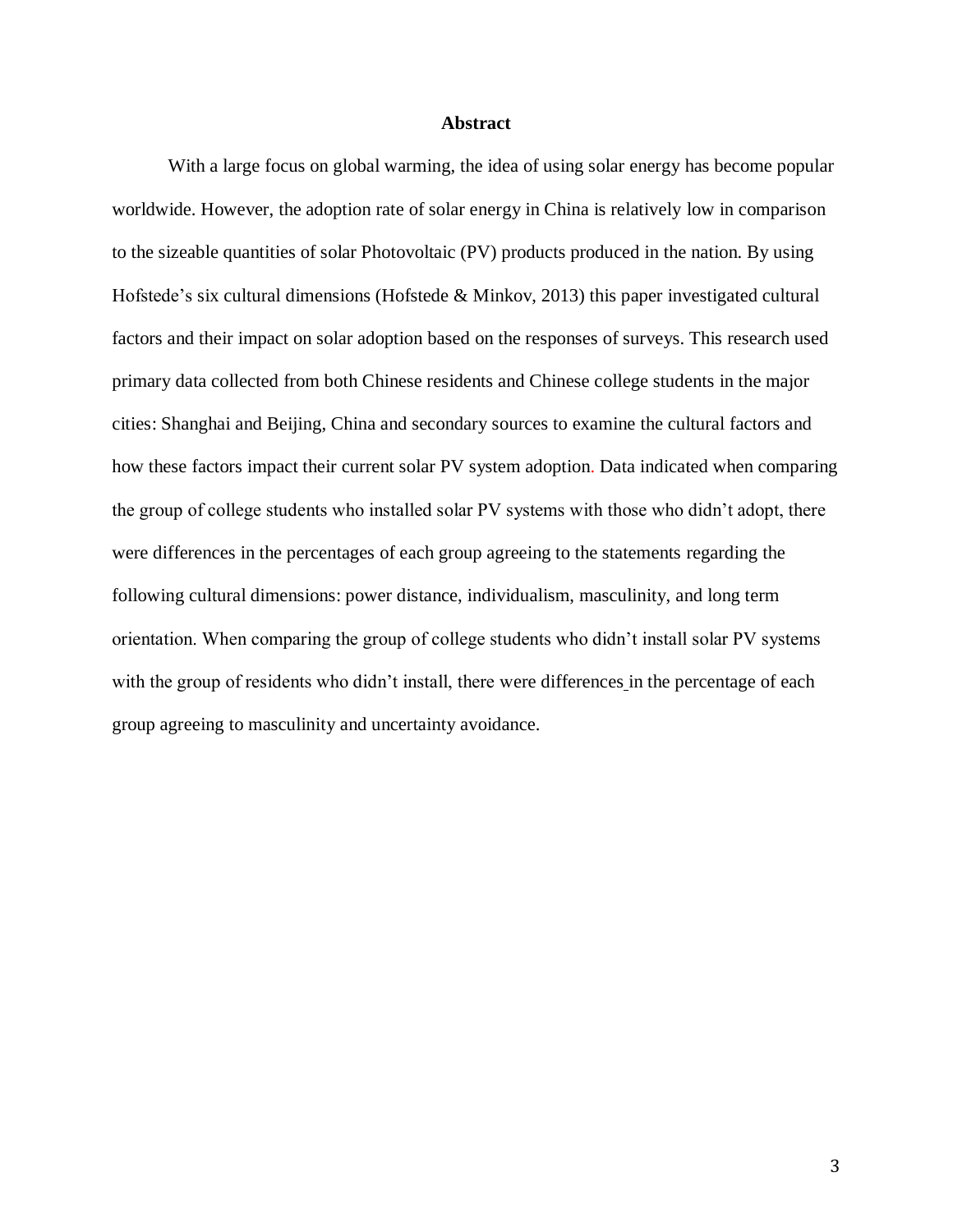# Abstract

With a large focus on global warming, the idea of using solar energy has become popular worldwide. However, the adoption rate of solar energy in China is relatively low in comparison to the sizeable quantities of solar Photovoltaic (PV) products produced in the nation. By using Hofstede's six cultural dimensions (Hofstede & Minkov, 2013) this paper investigated cultural factors and their impact on solar adoption based on the responses of surveys. This research used primary data collected from both Chinese residents and Chinese college students in the major cities: Shanghai and Beijing, China and secondary sources to examine the cultural factors and how these factors impact their current solar PV system adoption. Data indicated when comparing the group of college students who installed solar PV systems with those who didn't adopt, there were differences in the percentages of each group agreeing to the statements regarding the following cultural dimensions: power distance, individualism, masculinity, and long term orientation. When comparing the group of college students who didn't install solar PV systems with the group of residents who didn't install, there were differences in the percentage of each group agreeing to masculinity and uncertainty avoidance.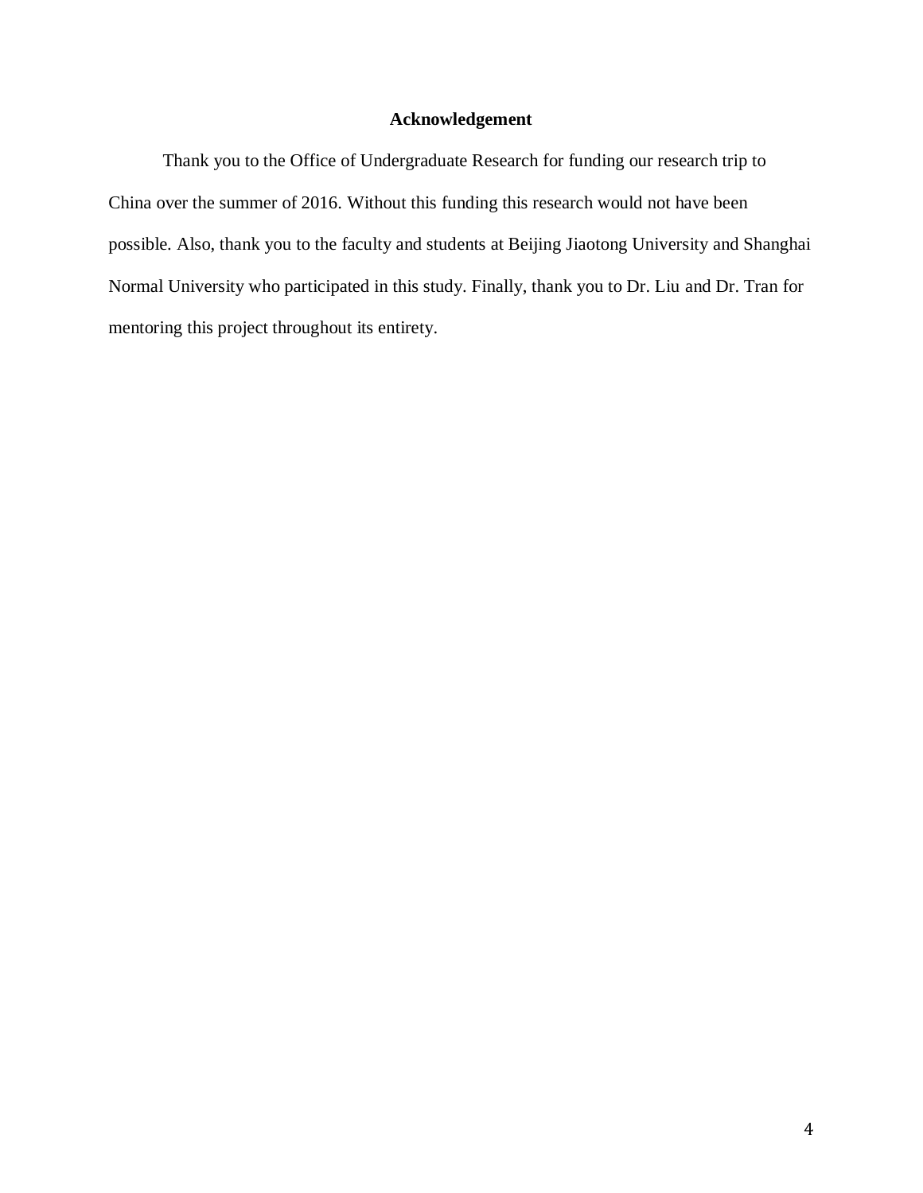## Acknowledgement

Thank you to the Office of Undergraduate Research for funding our research trip to China over the summer of 2016. Without this funding this research would not have been possible. Also, thank you to the faculty and students at Beijing Jiaotong University and Shanghai Normal University who participated in this study. Finally, thank you to Dr. Liu and Dr. Tran for mentoring this project throughout its entirety.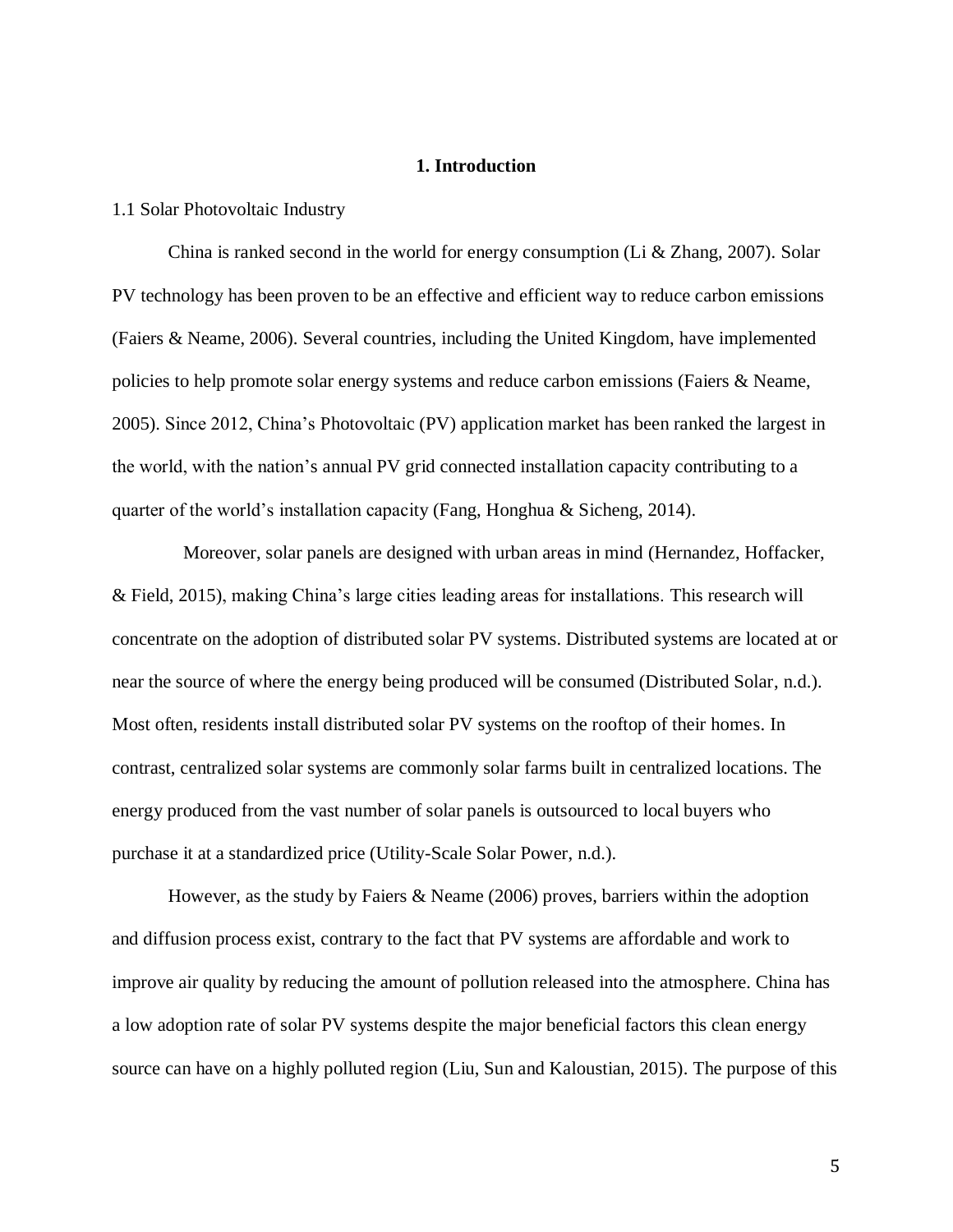# 1. Introduction

1.1 Solar Photovoltaic Industry

China is ranked second in the world for energy consumption (Li & Zhang, 2007). Solar PV technology has been proven to be an effective and efficient way to reduce carbon emissions (Faiers & Neame, 2006). Several countries, including the United Kingdom, have implemented policies to help promote solar energy systems and reduce carbon emissions (Faiers & Neame, 2005). Since 2012, China's Photovoltaic (PV) application market has been ranked the largest in the world, with the nation's annual PV grid connected installation capacity contributing to a quarter of the world's installation capacity (Fang, Honghua & Sicheng, 2014).

Moreover, solar panels are designed with urban areas in mind (Hernandez, Hoffacker, & Field, 2015), making China's large cities leading areas for installations. This research will concentrate on the adoption of distributed solar PV systems. Distributed systems are located at or near the source of where the energy being produced will be consumed (Distributed Solar, n.d.). Most often, residents install distributed solar PV systems on the rooftop of their homes. In contrast, centralized solar systems are commonly solar farms built in centralized locations. The energy produced from the vast number of solar panels is outsourced to local buyers who purchase it at a standardized price (Utility-Scale Solar Power, n.d.).

However, as the study by Faiers & Neame (2006) proves, barriers within the adoption and diffusion process exist, contrary to the fact that PV systems are affordable and work to improve air quality by reducing the amount of pollution released into the atmosphere. China has a low adoption rate of solar PV systems despite the major beneficial factors this clean energy source can have on a highly polluted region (Liu, Sun and Kaloustian, 2015). The purpose of this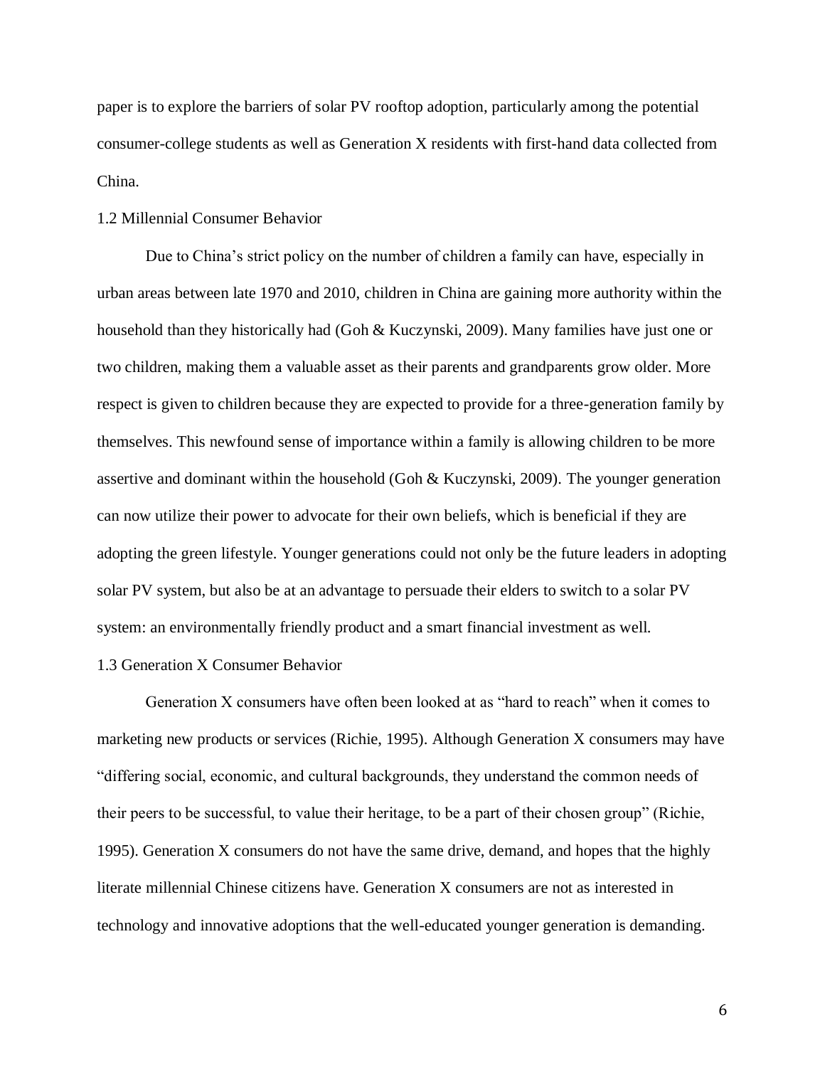paper is to explore the barriers of solar PV rooftop adoption, particularly among the potential consumer-college students as well as Generation X residents with first-hand data collected from China.

### 1.2 Millennial Consumer Behavior

Due to China's strict policy on the number of children a family can have, especially in urban areas between late 1970 and 2010, children in China are gaining more authority within the household than they historically had (Goh & Kuczynski, 2009). Many families have just one or two children, making them a valuable asset as their parents and grandparents grow older. More respect is given to children because they are expected to provide for a three-generation family by themselves. This newfound sense of importance within a family is allowing children to be more assertive and dominant within the household (Goh & Kuczynski, 2009). The younger generation can now utilize their power to advocate for their own beliefs, which is beneficial if they are adopting the green lifestyle. Younger generations could not only be the future leaders in adopting solar PV system, but also be at an advantage to persuade their elders to switch to a solar PV system: an environmentally friendly product and a smart financial investment as well.

### 1.3 Generation X Consumer Behavior

Generation X consumers have often been looked at as "hard to reach" when it comes to marketing new products or services (Richie, 1995). Although Generation X consumers may have "differing social, economic, and cultural backgrounds, they understand the common needs of their peers to be successful, to value their heritage, to be a part of their chosen group" (Richie, 1995). Generation X consumers do not have the same drive, demand, and hopes that the highly literate millennial Chinese citizens have. Generation X consumers are not as interested in technology and innovative adoptions that the well-educated younger generation is demanding.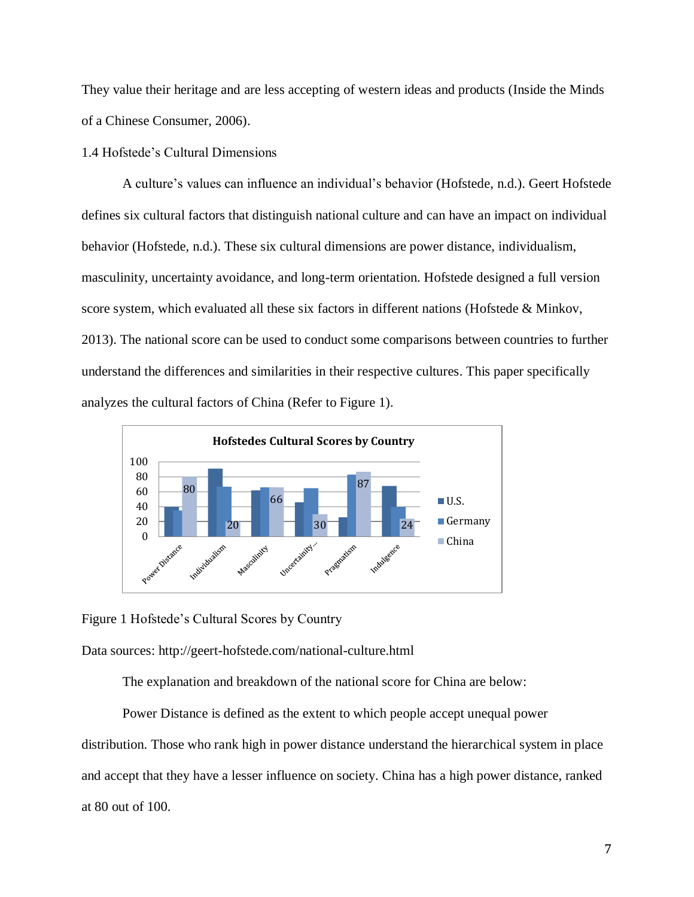They value their heritage and are less accepting of western ideas and products (Inside the Minds of a Chinese Consumer, 2006).

## 1.4 Hofstede's Cultural Dimensions

A culture's values can influence an individual's behavior (Hofstede, n.d.). Geert Hofstede defines six cultural factors that distinguish national culture and can have an impact on individual behavior (Hofstede, n.d.). These six cultural dimensions are power distance, individualism, masculinity, uncertainty avoidance, and long-term orientation. Hofstede designed a full version score system, which evaluated all these six factors in different nations (Hofstede & Minkov, 2013). The national score can be used to conduct some comparisons between countries to further understand the differences and similarities in their respective cultures. This paper specifically analyzes the cultural factors of China (Refer to Figure 1).

Figure 1 Hofstede's Cultural Scores by Country

Data sources: http://geert-hofstede.com/national-culture.html

The explanation and breakdown of the national score for China are below:

Power Distance is defined as the extent to which people accept unequal power distribution. Those who rank high in power distance understand the hierarchical system in place and accept that they have a lesser influence on society. China has a high power distance, ranked at 80 out of 100.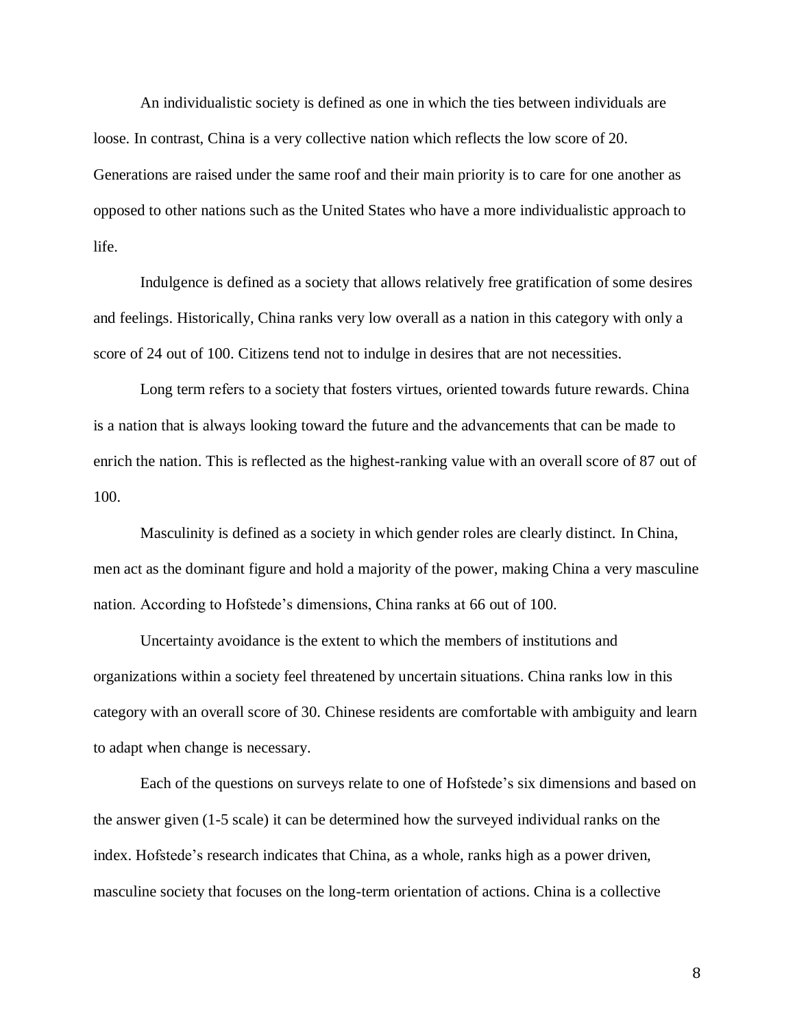An individualistic society is defined as one in which the ties between individuals are loose. In contrast, China is a very collective nation which reflects the low score of 20. Generations are raised under the same roof and their main priority is to care for one another as opposed to other nations such as the United States who have a more individualistic approach to life.

Indulgence is defined as a society that allows relatively free gratification of some desires and feelings. Historically, China ranks very low overall as a nation in this category with only a score of 24 out of 100. Citizens tend not to indulge in desires that are not necessities.

Long term refers to a society that fosters virtues, oriented towards future rewards. China is a nation that is always looking toward the future and the advancements that can be made to enrich the nation. This is reflected as the highest-ranking value with an overall score of 87 out of 100.

Masculinity is defined as a society in which gender roles are clearly distinct. In China, men act as the dominant figure and hold a majority of the power, making China a very masculine nation. According to Hofstede's dimensions, China ranks at 66 out of 100.

Uncertainty avoidance is the extent to which the members of institutions and organizations within a society feel threatened by uncertain situations. China ranks low in this category with an overall score of 30. Chinese residents are comfortable with ambiguity and learn to adapt when change is necessary.

Each of the questions on surveys relate to one of Hofstede's six dimensions and based on the answer given (1-5 scale) it can be determined how the surveyed individual ranks on the index. Hofstede's research indicates that China, as a whole, ranks high as a power driven, masculine society that focuses on the long-term orientation of actions. China is a collective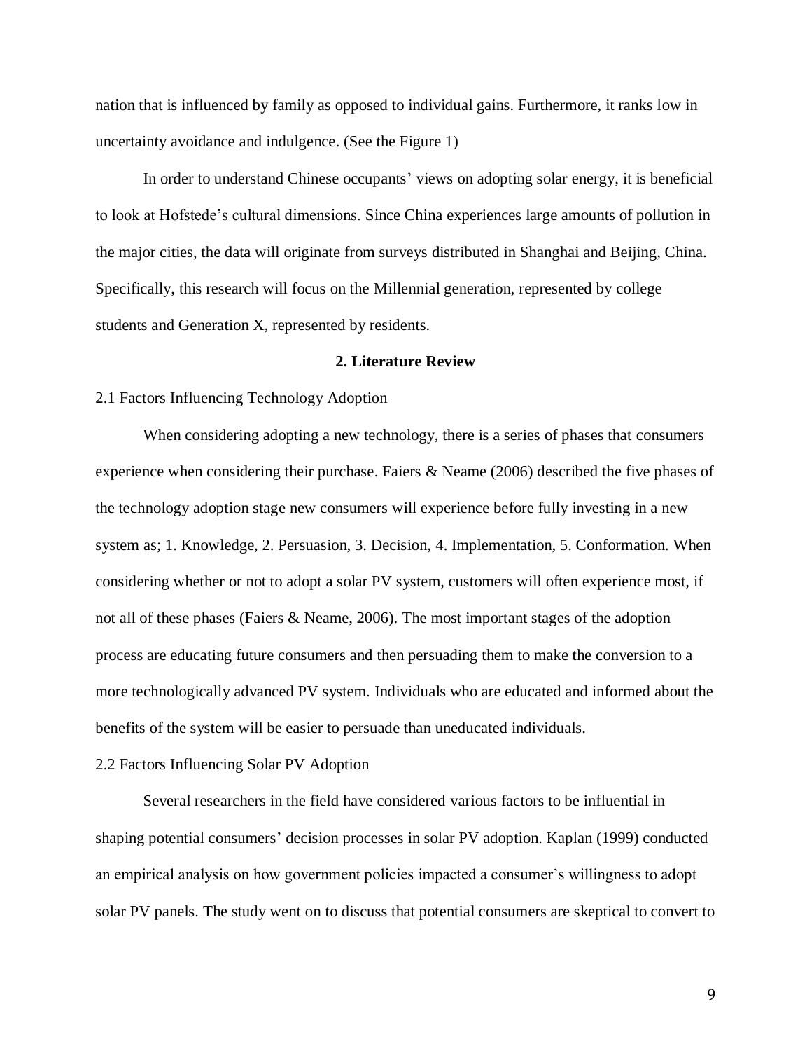nation that is influenced by family as opposed to individual gains. Furthermore, it ranks low in uncertainty avoidance and indulgence. (See the Figure 1)

In order to understand Chinese occupants' views on adopting solar energy, it is beneficial to look at Hofstede's cultural dimensions. Since China experiences large amounts of pollution in the major cities, the data will originate from surveys distributed in Shanghai and Beijing, China. Specifically, this research will focus on the Millennial generation, represented by college students and Generation X, represented by residents.

## 2. Literature Review

### 2.1 Factors Influencing Technology Adoption

When considering adopting a new technology, there is a series of phases that consumers experience when considering their purchase. Faiers & Neame (2006) described the five phases of the technology adoption stage new consumers will experience before fully investing in a new system as; 1. Knowledge, 2. Persuasion, 3. Decision, 4. Implementation, 5. Conformation. When considering whether or not to adopt a solar PV system, customers will often experience most, if not all of these phases (Faiers & Neame, 2006). The most important stages of the adoption process are educating future consumers and then persuading them to make the conversion to a more technologically advanced PV system. Individuals who are educated and informed about the benefits of the system will be easier to persuade than uneducated individuals.

### 2.2 Factors Influencing Solar PV Adoption

Several researchers in the field have considered various factors to be influential in shaping potential consumers' decision processes in solar PV adoption. Kaplan (1999) conducted an empirical analysis on how government policies impacted a consumer's willingness to adopt solar PV panels. The study went on to discuss that potential consumers are skeptical to convert to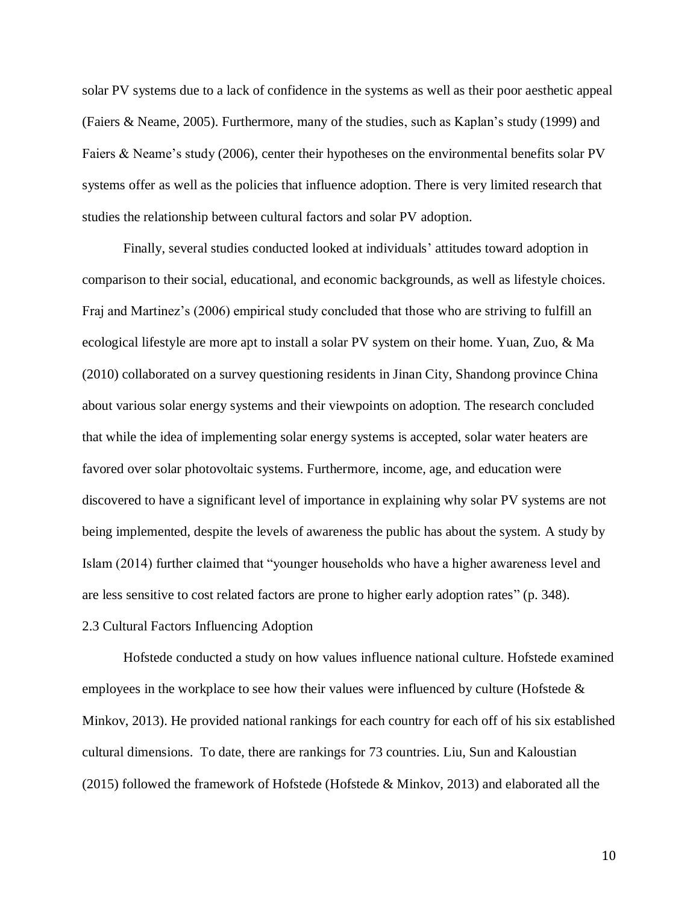solar PV systems due to a lack of confidence in the systems as well as their poor aesthetic appeal (Faiers & Neame, 2005). Furthermore, many of the studies, such as Kaplan's study (1999) and Faiers & Neame's study (2006), center their hypotheses on the environmental benefits solar PV systems offer as well as the policies that influence adoption. There is very limited research that studies the relationship between cultural factors and solar PV adoption.

Finally, several studies conducted looked at individuals' attitudes toward adoption in comparison to their social, educational, and economic backgrounds, as well as lifestyle choices. Fraj and Martinez's (2006) empirical study concluded that those who are striving to fulfill an ecological lifestyle are more apt to install a solar PV system on their home. Yuan, Zuo, & Ma (2010) collaborated on a survey questioning residents in Jinan City, Shandong province China about various solar energy systems and their viewpoints on adoption. The research concluded that while the idea of implementing solar energy systems is accepted, solar water heaters are favored over solar photovoltaic systems. Furthermore, income, age, and education were discovered to have a significant level of importance in explaining why solar PV systems are not being implemented, despite the levels of awareness the public has about the system. A study by Islam (2014) further claimed that "younger households who have a higher awareness level and are less sensitive to cost related factors are prone to higher early adoption rates" (p. 348).

## 2.3 Cultural Factors Influencing Adoption

Hofstede conducted a study on how values influence national culture. Hofstede examined employees in the workplace to see how their values were influenced by culture (Hofstede & Minkov, 2013). He provided national rankings for each country for each off of his six established cultural dimensions. To date, there are rankings for 73 countries. Liu, Sun and Kaloustian (2015) followed the framework of Hofstede (Hofstede & Minkov, 2013) and elaborated all the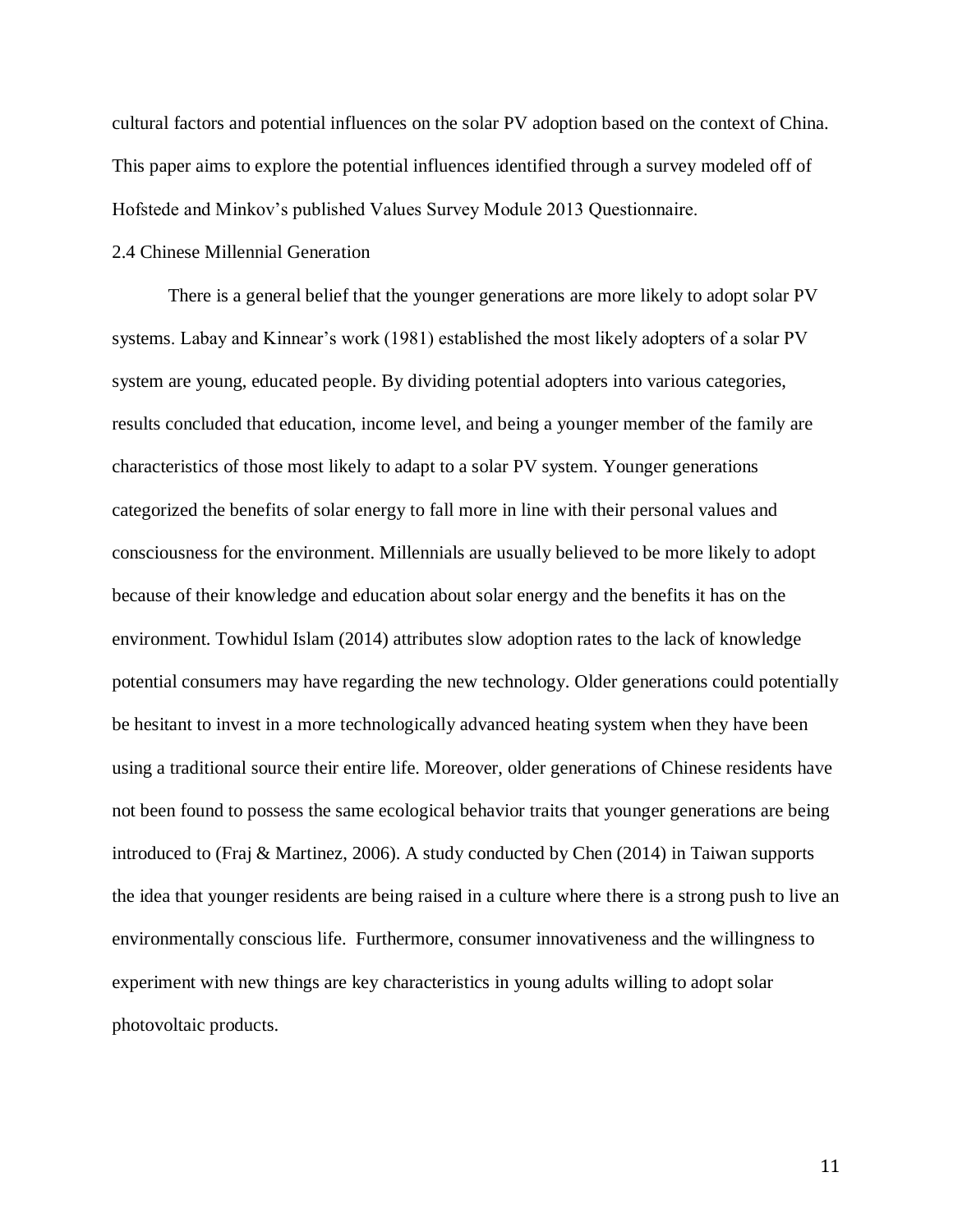cultural factors and potential influences on the solar PV adoption based on the context of China. This paper aims to explore the potential influences identified through a survey modeled off of Hofstede and Minkov's published Values Survey Module 2013 Questionnaire.

## 2.4 Chinese Millennial Generation

There is a general belief that the younger generations are more likely to adopt solar PV systems. Labay and Kinnear's work (1981) established the most likely adopters of a solar PV system are young, educated people. By dividing potential adopters into various categories, results concluded that education, income level, and being a younger member of the family are characteristics of those most likely to adapt to a solar PV system. Younger generations categorized the benefits of solar energy to fall more in line with their personal values and consciousness for the environment. Millennials are usually believed to be more likely to adopt because of their knowledge and education about solar energy and the benefits it has on the environment. Towhidul Islam (2014) attributes slow adoption rates to the lack of knowledge potential consumers may have regarding the new technology. Older generations could potentially be hesitant to invest in a more technologically advanced heating system when they have been using a traditional source their entire life. Moreover, older generations of Chinese residents have not been found to possess the same ecological behavior traits that younger generations are being introduced to (Fraj & Martinez, 2006). A study conducted by Chen (2014) in Taiwan supports the idea that younger residents are being raised in a culture where there is a strong push to live an environmentally conscious life. Furthermore, consumer innovativeness and the willingness to experiment with new things are key characteristics in young adults willing to adopt solar photovoltaic products.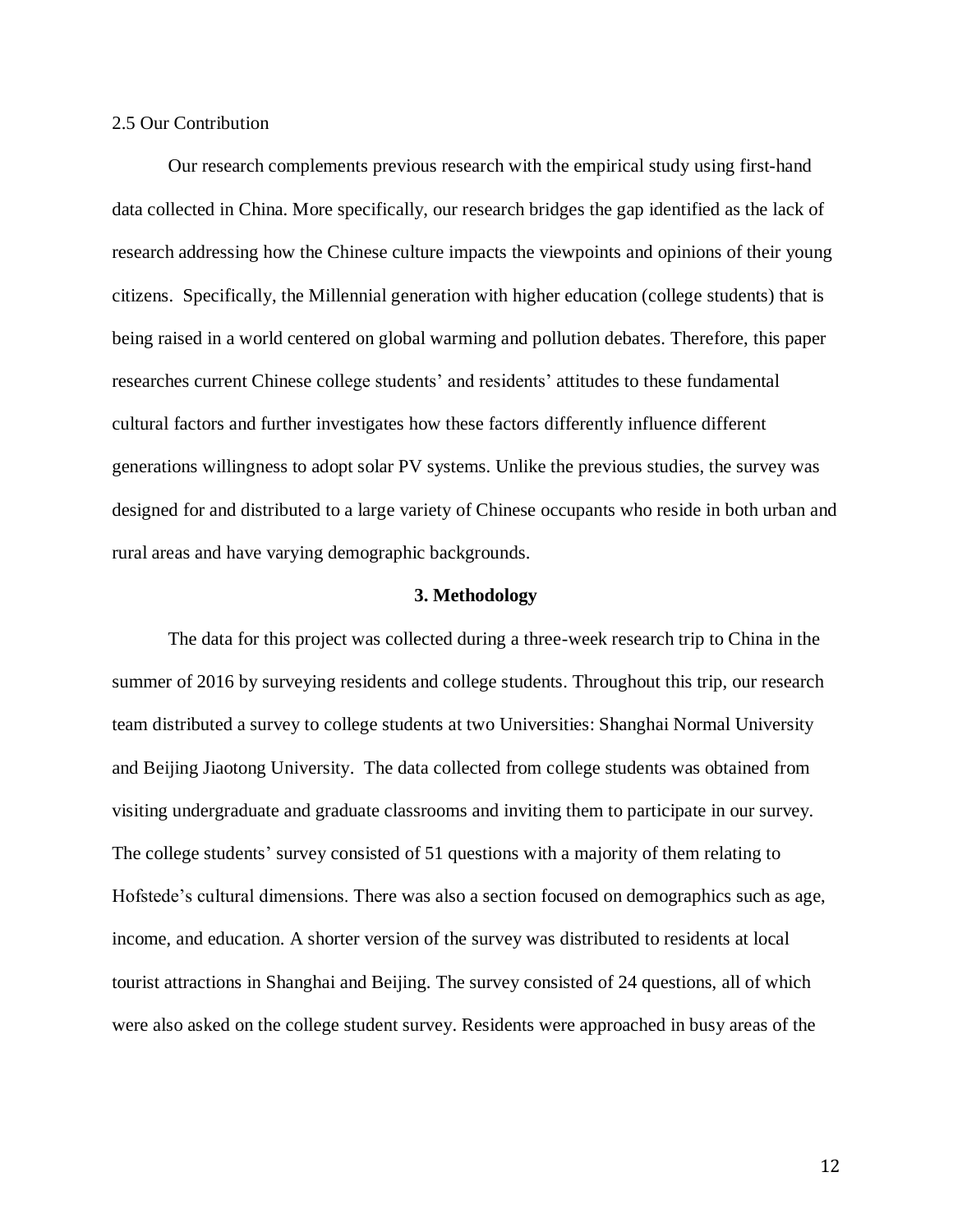### 2.5 Our Contribution

Our research complements previous research with the empirical study using first-hand data collected in China. More specifically, our research bridges the gap identified as the lack of research addressing how the Chinese culture impacts the viewpoints and opinions of their young citizens. Specifically, the Millennial generation with higher education (college students) that is being raised in a world centered on global warming and pollution debates. Therefore, this paper researches current Chinese college students' and residents' attitudes to these fundamental cultural factors and further investigates how these factors differently influence different generations willingness to adopt solar PV systems. Unlike the previous studies, the survey was designed for and distributed to a large variety of Chinese occupants who reside in both urban and rural areas and have varying demographic backgrounds.

## 3. Methodology

The data for this project was collected during a three-week research trip to China in the summer of 2016 by surveying residents and college students. Throughout this trip, our research team distributed a survey to college students at two Universities: Shanghai Normal University and Beijing Jiaotong University. The data collected from college students was obtained from visiting undergraduate and graduate classrooms and inviting them to participate in our survey. The college students' survey consisted of 51 questions with a majority of them relating to Hofstede's cultural dimensions. There was also a section focused on demographics such as age, income, and education. A shorter version of the survey was distributed to residents at local tourist attractions in Shanghai and Beijing. The survey consisted of 24 questions, all of which were also asked on the college student survey. Residents were approached in busy areas of the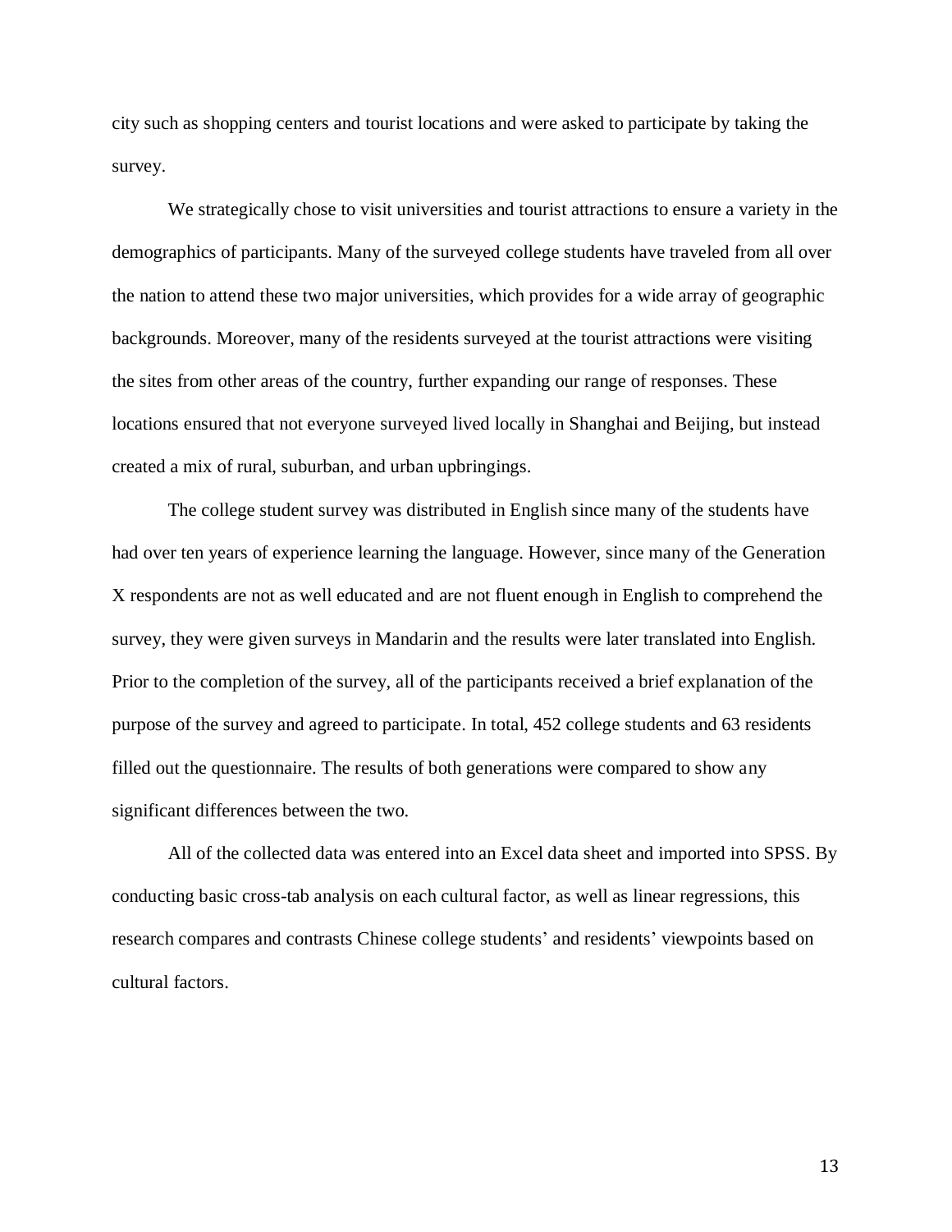city such as shopping centers and tourist locations and were asked to participate by taking the survey.

We strategically chose to visit universities and tourist attractions to ensure a variety in the demographics of participants. Many of the surveyed college students have traveled from all over the nation to attend these two major universities, which provides for a wide array of geographic backgrounds. Moreover, many of the residents surveyed at the tourist attractions were visiting the sites from other areas of the country, further expanding our range of responses. These locations ensured that not everyone surveyed lived locally in Shanghai and Beijing, but instead created a mix of rural, suburban, and urban upbringings.

The college student survey was distributed in English since many of the students have had over ten years of experience learning the language. However, since many of the Generation X respondents are not as well educated and are not fluent enough in English to comprehend the survey, they were given surveys in Mandarin and the results were later translated into English. Prior to the completion of the survey, all of the participants received a brief explanation of the purpose of the survey and agreed to participate. In total, 452 college students and 63 residents filled out the questionnaire. The results of both generations were compared to show any significant differences between the two.

All of the collected data was entered into an Excel data sheet and imported into SPSS. By conducting basic cross-tab analysis on each cultural factor, as well as linear regressions, this research compares and contrasts Chinese college students' and residents' viewpoints based on cultural factors.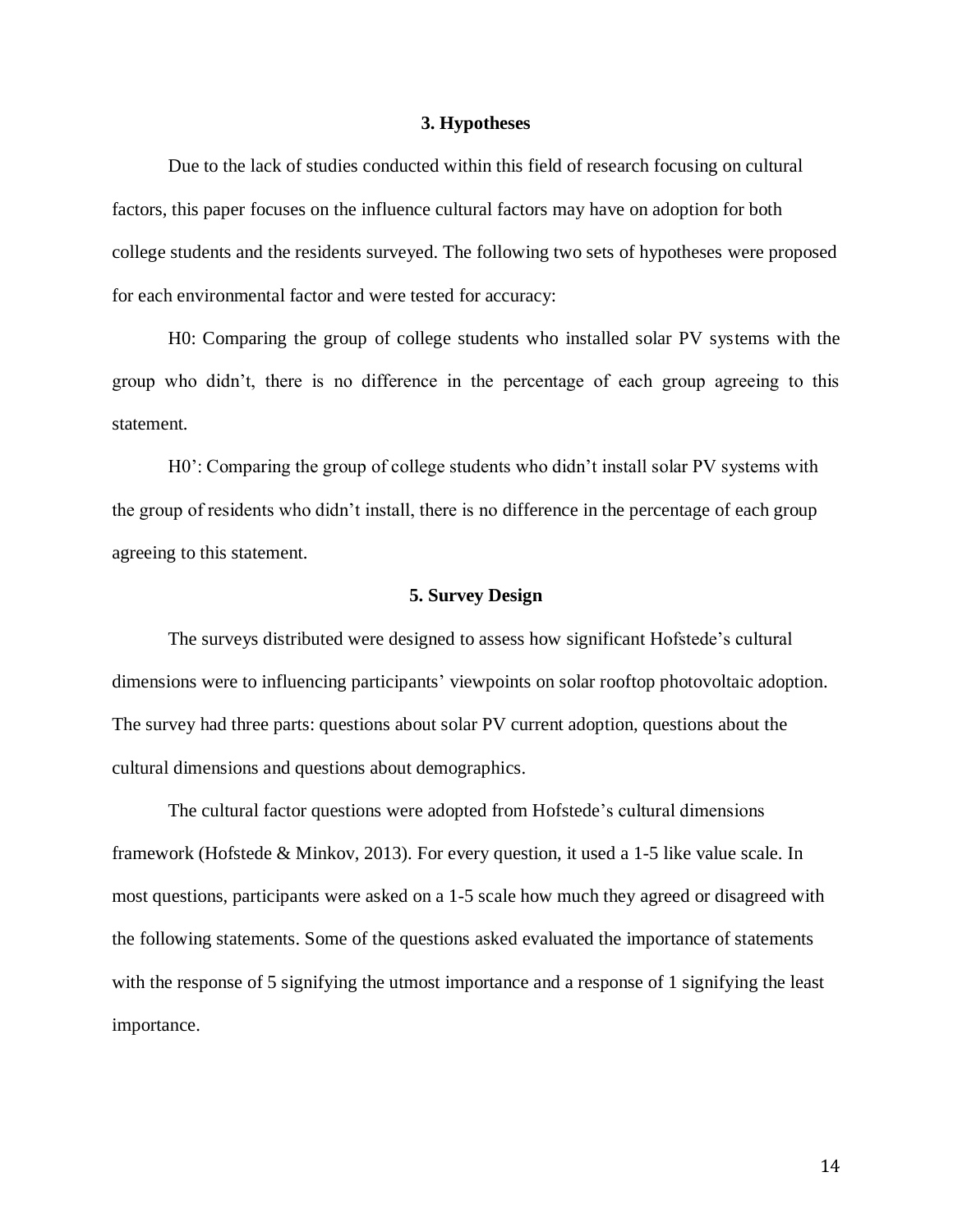## 3. Hypotheses

Due to the lack of studies conducted within this field of research focusing on cultural factors, this paper focuses on the influence cultural factors may have on adoption for both college students and the residents surveyed. The following two sets of hypotheses were proposed for each environmental factor and were tested for accuracy:

H0: Comparing the group of college students who installed solar PV systems with the group who didn't, there is no difference in the percentage of each group agreeing to this statement.

H0': Comparing the group of college students who didn't install solar PV systems with the group of residents who didn't install, there is no difference in the percentage of each group agreeing to this statement.

## 5. Survey Design

The surveys distributed were designed to assess how significant Hofstede's cultural dimensions were to influencing participants' viewpoints on solar rooftop photovoltaic adoption. The survey had three parts: questions about solar PV current adoption, questions about the cultural dimensions and questions about demographics.

The cultural factor questions were adopted from Hofstede's cultural dimensions framework (Hofstede & Minkov, 2013). For every question, it used a 1-5 like value scale. In most questions, participants were asked on a 1-5 scale how much they agreed or disagreed with the following statements. Some of the questions asked evaluated the importance of statements with the response of 5 signifying the utmost importance and a response of 1 signifying the least importance.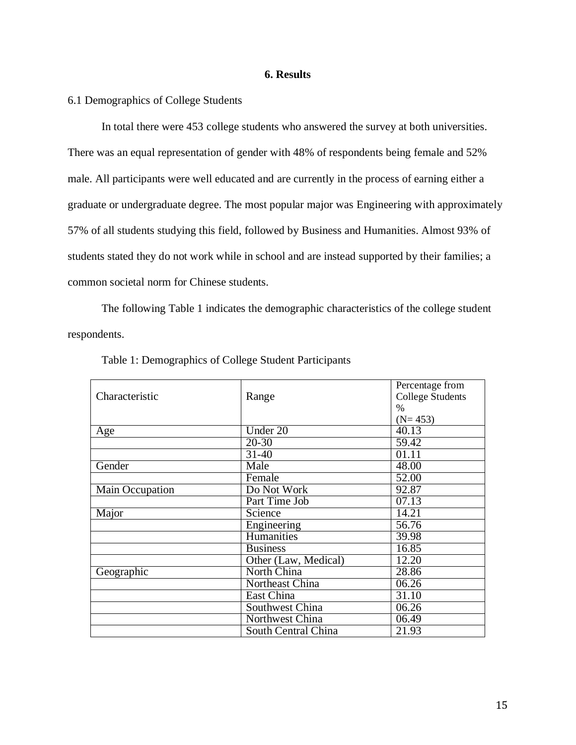## 6. Results

6.1 Demographics of College Students

In total there were 453 college students who answered the survey at both universities. There was an equal representation of gender with 48% of respondents being female and 52% male. All participants were well educated and are currently in the process of earning either a graduate or undergraduate degree. The most popular major was Engineering with approximately 57% of all students studying this field, followed by Business and Humanities. Almost 93% of students stated they do not work while in school and are instead supported by their families; a common societal norm for Chinese students.

The following Table 1 indicates the demographic characteristics of the college student respondents.

Table 1: Demographics of College Student Participants

| Characteristic | Range | Percentage from College Students % (N= 453) |
|---|---|---|
| Age | Under 20 | 40.13 |
| | 20-30 | 59.42 |
| | 31-40 | 01.11 |
| Gender | Male | 48.00 |
| | Female | 52.00 |
| Main Occupation | Do Not Work | 92.87 |
| | Part Time Job | 07.13 |
| Major | Science | 14.21 |
| | Engineering | 56.76 |
| | Humanities | 39.98 |
| | Business | 16.85 |
| | Other (Law, Medical) | 12.20 |
| Geographic | North China | 28.86 |
| | Northeast China | 06.26 |
| | East China | 31.10 |
| | Southwest China | 06.26 |
| | Northwest China | 06.49 |
| | South Central China | 21.93 |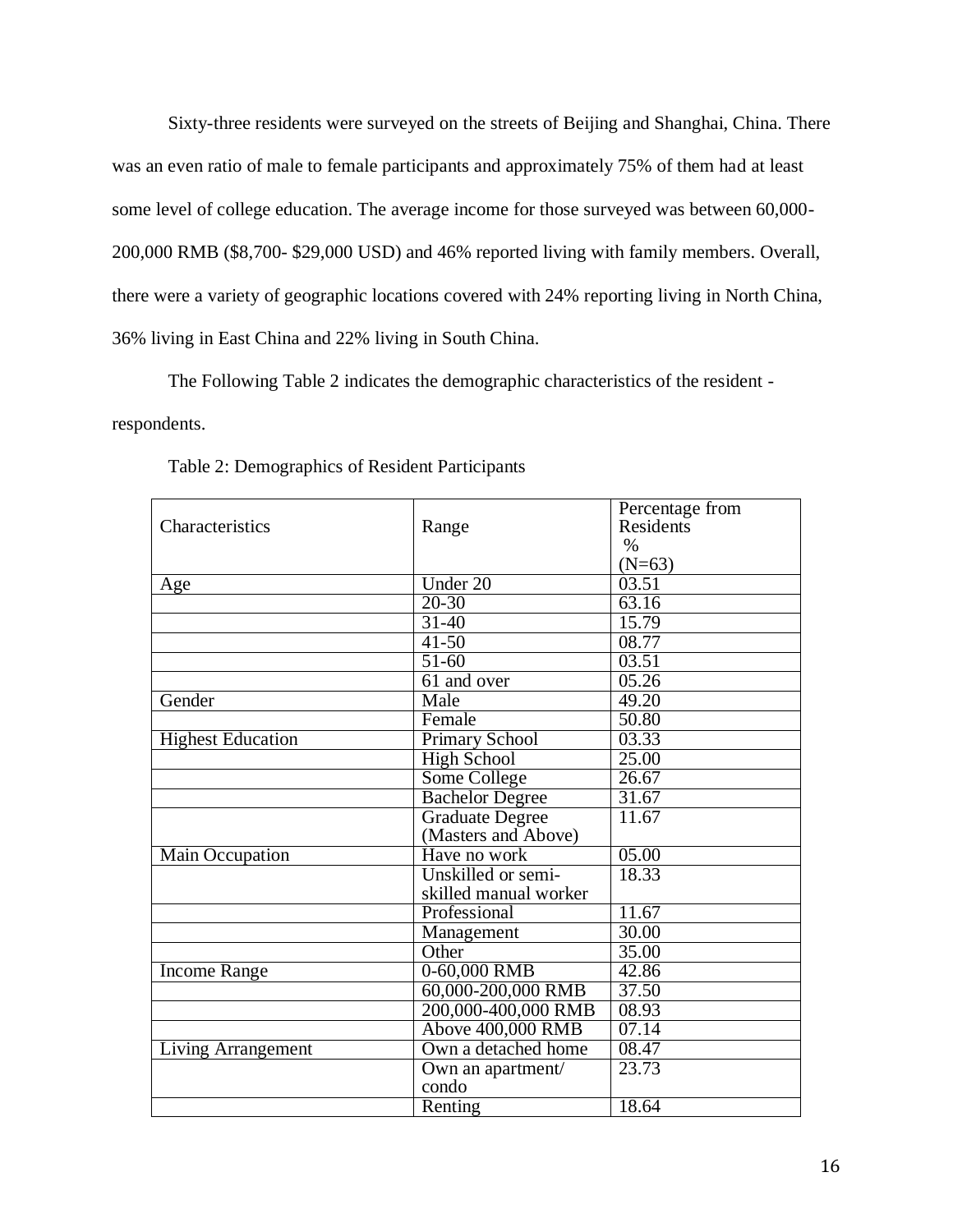Sixty-three residents were surveyed on the streets of Beijing and Shanghai, China. There was an even ratio of male to female participants and approximately 75% of them had at least some level of college education. The average income for those surveyed was between 60,000-200,000 RMB ($8,700- $29,000 USD) and 46% reported living with family members. Overall, there were a variety of geographic locations covered with 24% reporting living in North China, 36% living in East China and 22% living in South China.

The Following Table 2 indicates the demographic characteristics of the resident - respondents.

Table 2: Demographics of Resident Participants

| Characteristics | Range | Percentage from Residents % (N=63) |
|---|---|---|
| Age | Under 20 | 03.51 |
| | 20-30 | 63.16 |
| | 31-40 | 15.79 |
| | 41-50 | 08.77 |
| | 51-60 | 03.51 |
| | 61 and over | 05.26 |
| Gender | Male | 49.20 |
| | Female | 50.80 |
| Highest Education | Primary School | 03.33 |
| | High School | 25.00 |
| | Some College | 26.67 |
| | Bachelor Degree | 31.67 |
| | Graduate Degree (Masters and Above) | 11.67 |
| Main Occupation | Have no work | 05.00 |
| | Unskilled or semi-skilled manual worker | 18.33 |
| | Professional | 11.67 |
| | Management | 30.00 |
| | Other | 35.00 |
| Income Range | 0-60,000 RMB | 42.86 |
| | 60,000-200,000 RMB | 37.50 |
| | 200,000-400,000 RMB | 08.93 |
| | Above 400,000 RMB | 07.14 |
| Living Arrangement | Own a detached home | 08.47 |
| | Own an apartment/ condo | 23.73 |
| | Renting | 18.64 |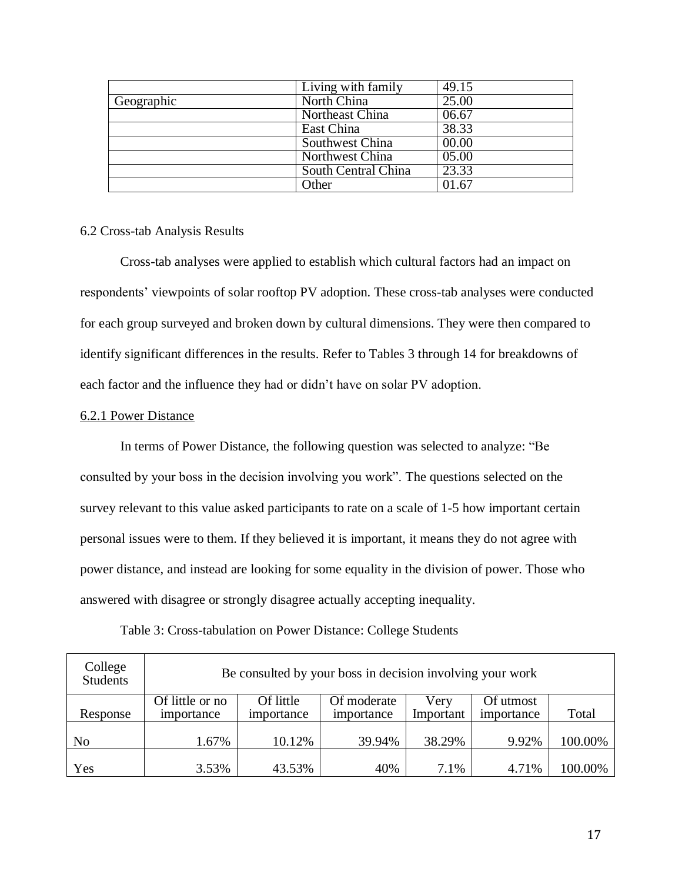| | Living with family | 49.15 |
|---|---|---|
| Geographic | North China | 25.00 |
| | Northeast China | 06.67 |
| | East China | 38.33 |
| | Southwest China | 00.00 |
| | Northwest China | 05.00 |
| | South Central China | 23.33 |
| | Other | 01.67 |

6.2 Cross-tab Analysis Results

Cross-tab analyses were applied to establish which cultural factors had an impact on respondents' viewpoints of solar rooftop PV adoption. These cross-tab analyses were conducted for each group surveyed and broken down by cultural dimensions. They were then compared to identify significant differences in the results. Refer to Tables 3 through 14 for breakdowns of each factor and the influence they had or didn't have on solar PV adoption.

6.2.1 Power Distance

In terms of Power Distance, the following question was selected to analyze: "Be consulted by your boss in the decision involving you work". The questions selected on the survey relevant to this value asked participants to rate on a scale of 1-5 how important certain personal issues were to them. If they believed it is important, it means they do not agree with power distance, and instead are looking for some equality in the division of power. Those who answered with disagree or strongly disagree actually accepting inequality.

Table 3: Cross-tabulation on Power Distance: College Students

| College Students | Be consulted by your boss in decision involving your work | | | | | |
|---|---|---|---|---|---|---|
| Response | Of little or no importance | Of little importance | Of moderate importance | Very Important | Of utmost importance | Total |
| No | 1.67% | 10.12% | 39.94% | 38.29% | 9.92% | 100.00% |
| Yes | 3.53% | 43.53% | 40% | 7.1% | 4.71% | 100.00% |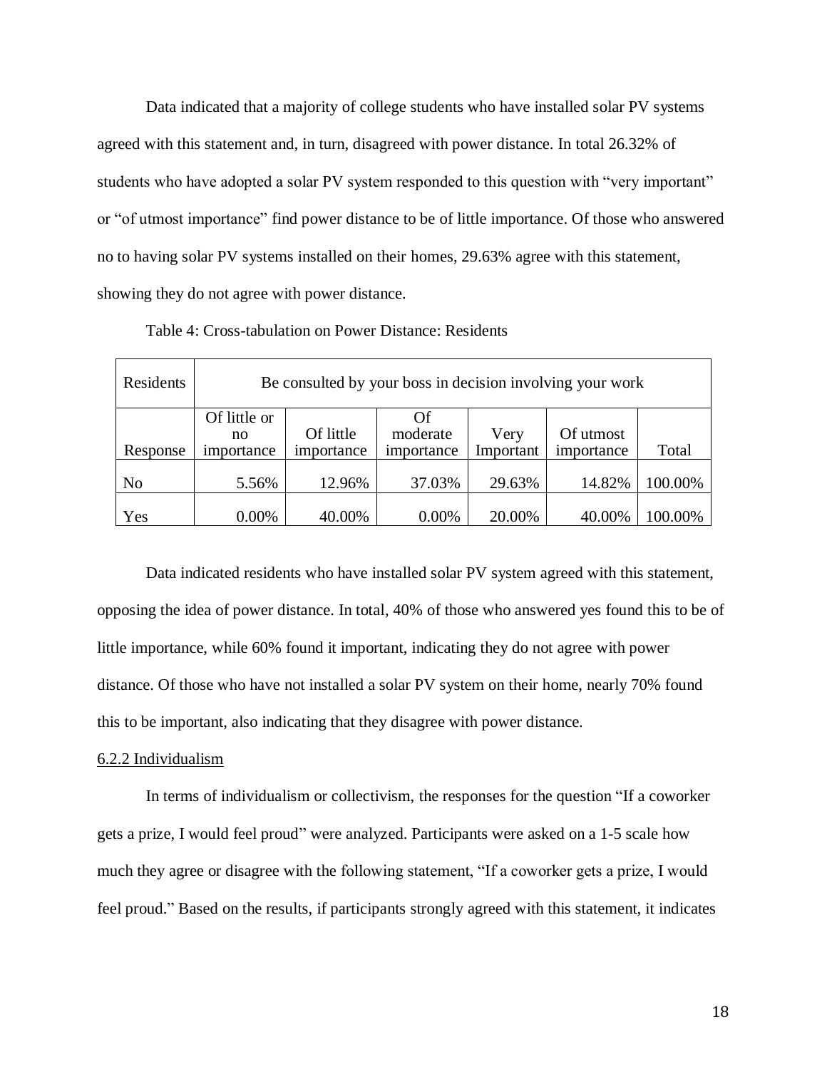Data indicated that a majority of college students who have installed solar PV systems agreed with this statement and, in turn, disagreed with power distance. In total 26.32% of students who have adopted a solar PV system responded to this question with "very important" or "of utmost importance" find power distance to be of little importance. Of those who answered no to having solar PV systems installed on their homes, 29.63% agree with this statement, showing they do not agree with power distance.

Table 4: Cross-tabulation on Power Distance: Residents

| Residents | Be consulted by your boss in decision involving your work | | | | | |
|---|---|---|---|---|---|---|
| Response | Of little or no importance | Of little importance | Of moderate importance | Very Important | Of utmost importance | Total |
| No | 5.56% | 12.96% | 37.03% | 29.63% | 14.82% | 100.00% |
| Yes | 0.00% | 40.00% | 0.00% | 20.00% | 40.00% | 100.00% |

Data indicated residents who have installed solar PV system agreed with this statement, opposing the idea of power distance. In total, 40% of those who answered yes found this to be of little importance, while 60% found it important, indicating they do not agree with power distance. Of those who have not installed a solar PV system on their home, nearly 70% found this to be important, also indicating that they disagree with power distance.

### 6.2.2 Individualism

In terms of individualism or collectivism, the responses for the question "If a coworker gets a prize, I would feel proud" were analyzed. Participants were asked on a 1-5 scale how much they agree or disagree with the following statement, "If a coworker gets a prize, I would feel proud." Based on the results, if participants strongly agreed with this statement, it indicates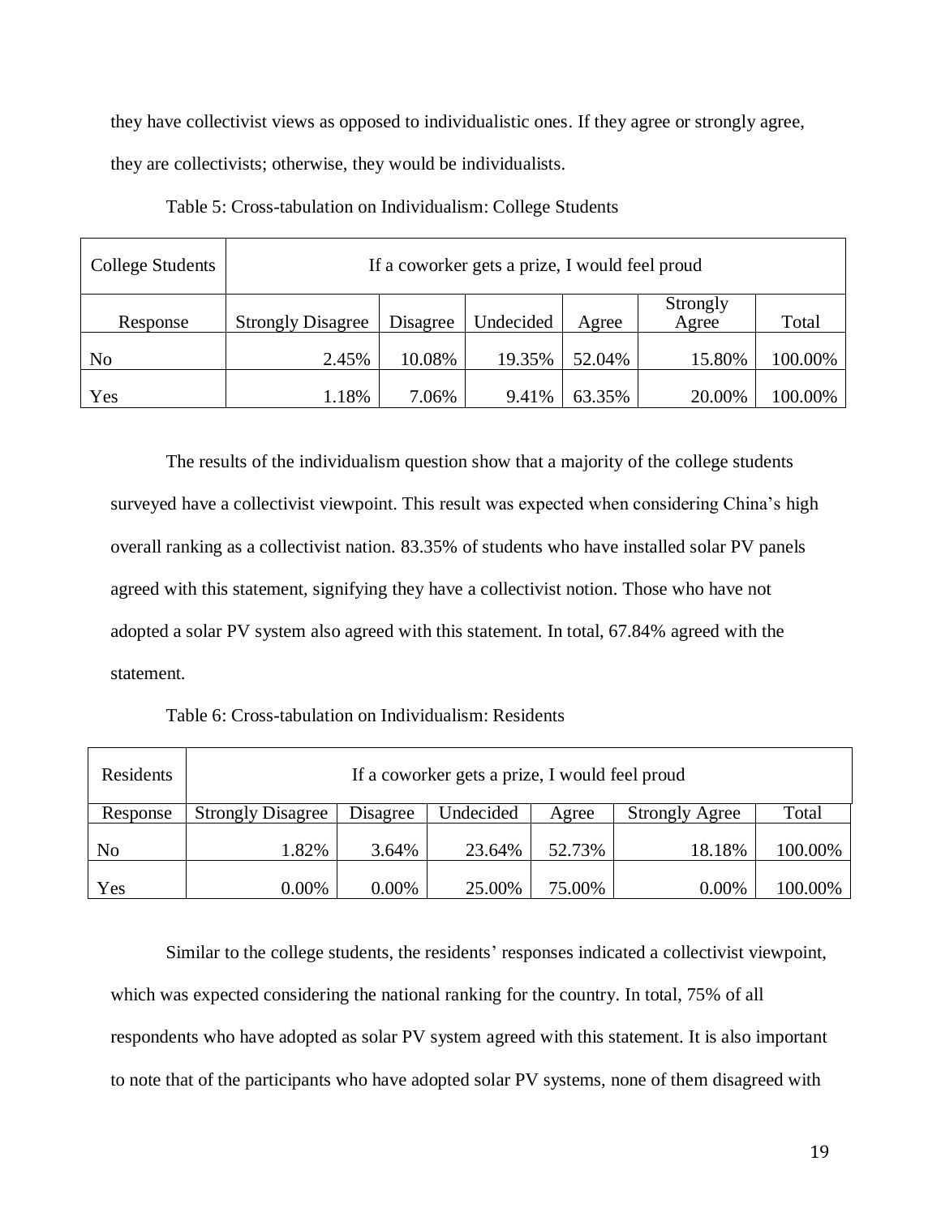they have collectivist views as opposed to individualistic ones. If they agree or strongly agree, they are collectivists; otherwise, they would be individualists.

Table 5: Cross-tabulation on Individualism: College Students

| College Students | If a coworker gets a prize, I would feel proud | | | | | |
|---|---|---|---|---|---|---|
| Response | Strongly Disagree | Disagree | Undecided | Agree | Strongly Agree | Total |
| No | 2.45% | 10.08% | 19.35% | 52.04% | 15.80% | 100.00% |
| Yes | 1.18% | 7.06% | 9.41% | 63.35% | 20.00% | 100.00% |

The results of the individualism question show that a majority of the college students surveyed have a collectivist viewpoint. This result was expected when considering China's high overall ranking as a collectivist nation. 83.35% of students who have installed solar PV panels agreed with this statement, signifying they have a collectivist notion. Those who have not adopted a solar PV system also agreed with this statement. In total, 67.84% agreed with the statement.

Table 6: Cross-tabulation on Individualism: Residents

| Residents | If a coworker gets a prize, I would feel proud | | | | | |
|---|---|---|---|---|---|---|
| Response | Strongly Disagree | Disagree | Undecided | Agree | Strongly Agree | Total |
| No | 1.82% | 3.64% | 23.64% | 52.73% | 18.18% | 100.00% |
| Yes | 0.00% | 0.00% | 25.00% | 75.00% | 0.00% | 100.00% |

Similar to the college students, the residents' responses indicated a collectivist viewpoint, which was expected considering the national ranking for the country. In total, 75% of all respondents who have adopted as solar PV system agreed with this statement. It is also important to note that of the participants who have adopted solar PV systems, none of them disagreed with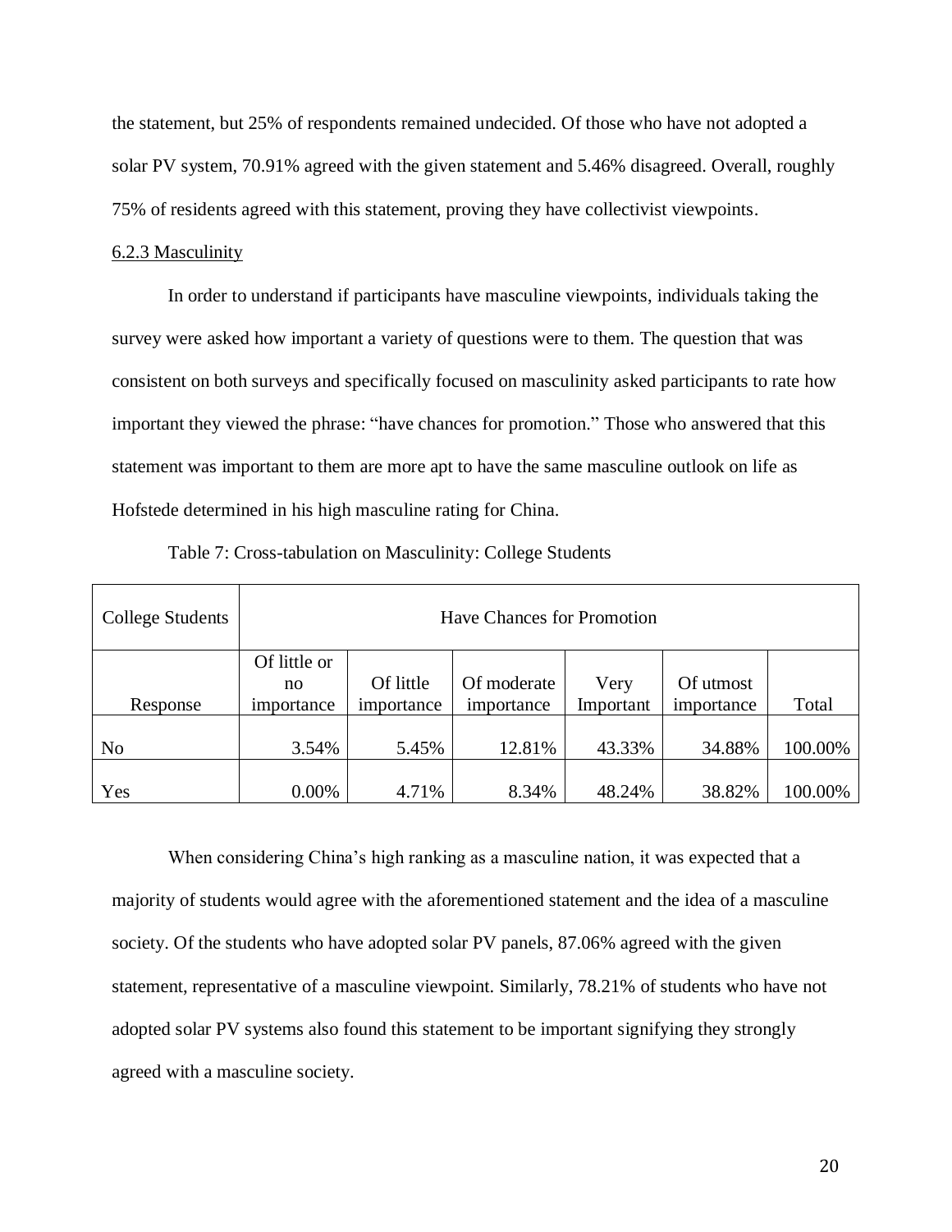the statement, but 25% of respondents remained undecided. Of those who have not adopted a solar PV system, 70.91% agreed with the given statement and 5.46% disagreed. Overall, roughly 75% of residents agreed with this statement, proving they have collectivist viewpoints.

### 6.2.3 Masculinity

In order to understand if participants have masculine viewpoints, individuals taking the survey were asked how important a variety of questions were to them. The question that was consistent on both surveys and specifically focused on masculinity asked participants to rate how important they viewed the phrase: "have chances for promotion." Those who answered that this statement was important to them are more apt to have the same masculine outlook on life as Hofstede determined in his high masculine rating for China.

Table 7: Cross-tabulation on Masculinity: College Students

| College Students | Have Chances for Promotion | | | | | |
|---|---|---|---|---|---|---|
| Response | Of little or no importance | Of little importance | Of moderate importance | Very Important | Of utmost importance | Total |
| No | 3.54% | 5.45% | 12.81% | 43.33% | 34.88% | 100.00% |
| Yes | 0.00% | 4.71% | 8.34% | 48.24% | 38.82% | 100.00% |

When considering China's high ranking as a masculine nation, it was expected that a majority of students would agree with the aforementioned statement and the idea of a masculine society. Of the students who have adopted solar PV panels, 87.06% agreed with the given statement, representative of a masculine viewpoint. Similarly, 78.21% of students who have not adopted solar PV systems also found this statement to be important signifying they strongly agreed with a masculine society.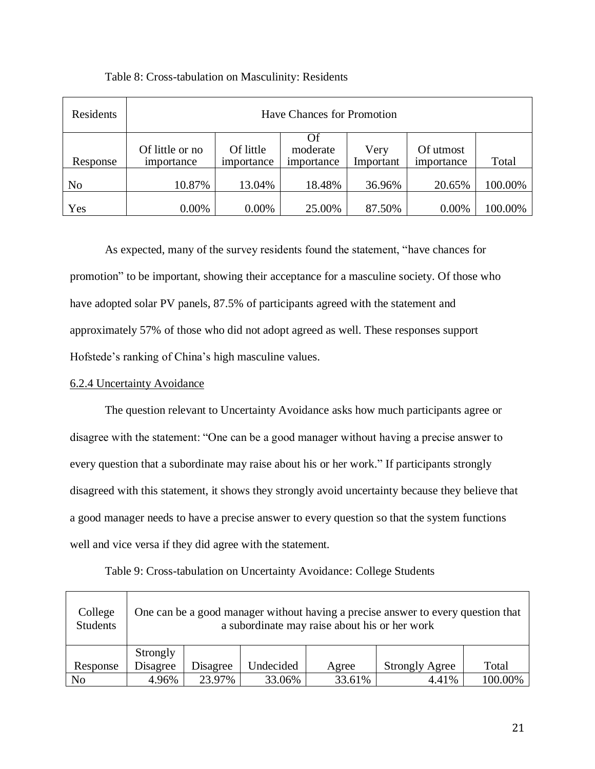Table 8: Cross-tabulation on Masculinity: Residents

| Residents | Have Chances for Promotion | | | | | |
|---|---|---|---|---|---|---|
| Response | Of little or no importance | Of little importance | Of moderate importance | Very Important | Of utmost importance | Total |
| No | 10.87% | 13.04% | 18.48% | 36.96% | 20.65% | 100.00% |
| Yes | 0.00% | 0.00% | 25.00% | 87.50% | 0.00% | 100.00% |

As expected, many of the survey residents found the statement, "have chances for promotion" to be important, showing their acceptance for a masculine society. Of those who have adopted solar PV panels, 87.5% of participants agreed with the statement and approximately 57% of those who did not adopt agreed as well. These responses support Hofstede's ranking of China's high masculine values.

#### 6.2.4 Uncertainty Avoidance

The question relevant to Uncertainty Avoidance asks how much participants agree or disagree with the statement: "One can be a good manager without having a precise answer to every question that a subordinate may raise about his or her work." If participants strongly disagreed with this statement, it shows they strongly avoid uncertainty because they believe that a good manager needs to have a precise answer to every question so that the system functions well and vice versa if they did agree with the statement.

Table 9: Cross-tabulation on Uncertainty Avoidance: College Students

| College Students | One can be a good manager without having a precise answer to every question that a subordinate may raise about his or her work | | | | | |
|---|---|---|---|---|---|---|
| Response | Strongly Disagree | Disagree | Undecided | Agree | Strongly Agree | Total |
| No | 4.96% | 23.97% | 33.06% | 33.61% | 4.41% | 100.00% |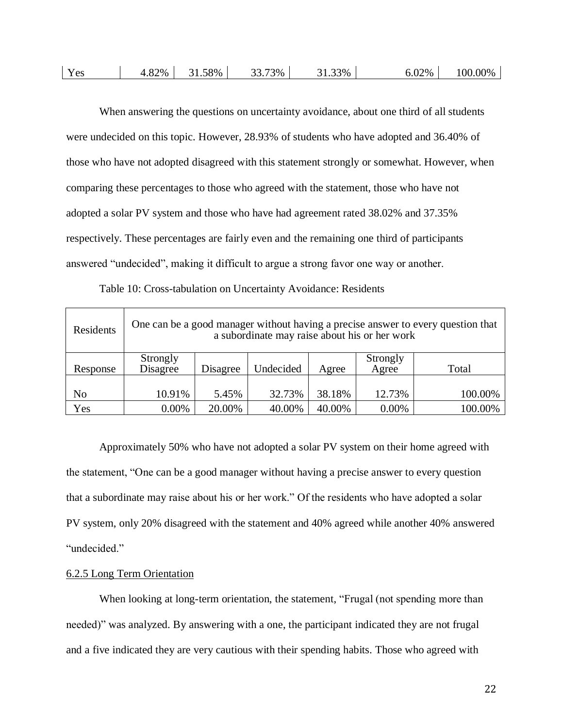| Yes | 4.82% | 31.58% | 33.73% | 31.33% | 6.02% | 100.00% |
|---|---|---|---|---|---|---|

When answering the questions on uncertainty avoidance, about one third of all students were undecided on this topic. However, 28.93% of students who have adopted and 36.40% of those who have not adopted disagreed with this statement strongly or somewhat. However, when comparing these percentages to those who agreed with the statement, those who have not adopted a solar PV system and those who have had agreement rated 38.02% and 37.35% respectively. These percentages are fairly even and the remaining one third of participants answered "undecided", making it difficult to argue a strong favor one way or another.

Table 10: Cross-tabulation on Uncertainty Avoidance: Residents

| Residents | One can be a good manager without having a precise answer to every question that a subordinate may raise about his or her work | | | | | |
|---|---|---|---|---|---|---|
| Response | Strongly Disagree | Disagree | Undecided | Agree | Strongly Agree | Total |
| No | 10.91% | 5.45% | 32.73% | 38.18% | 12.73% | 100.00% |
| Yes | 0.00% | 20.00% | 40.00% | 40.00% | 0.00% | 100.00% |

Approximately 50% who have not adopted a solar PV system on their home agreed with the statement, "One can be a good manager without having a precise answer to every question that a subordinate may raise about his or her work." Of the residents who have adopted a solar PV system, only 20% disagreed with the statement and 40% agreed while another 40% answered "undecided."

### 6.2.5 Long Term Orientation

When looking at long-term orientation, the statement, "Frugal (not spending more than needed)" was analyzed. By answering with a one, the participant indicated they are not frugal and a five indicated they are very cautious with their spending habits. Those who agreed with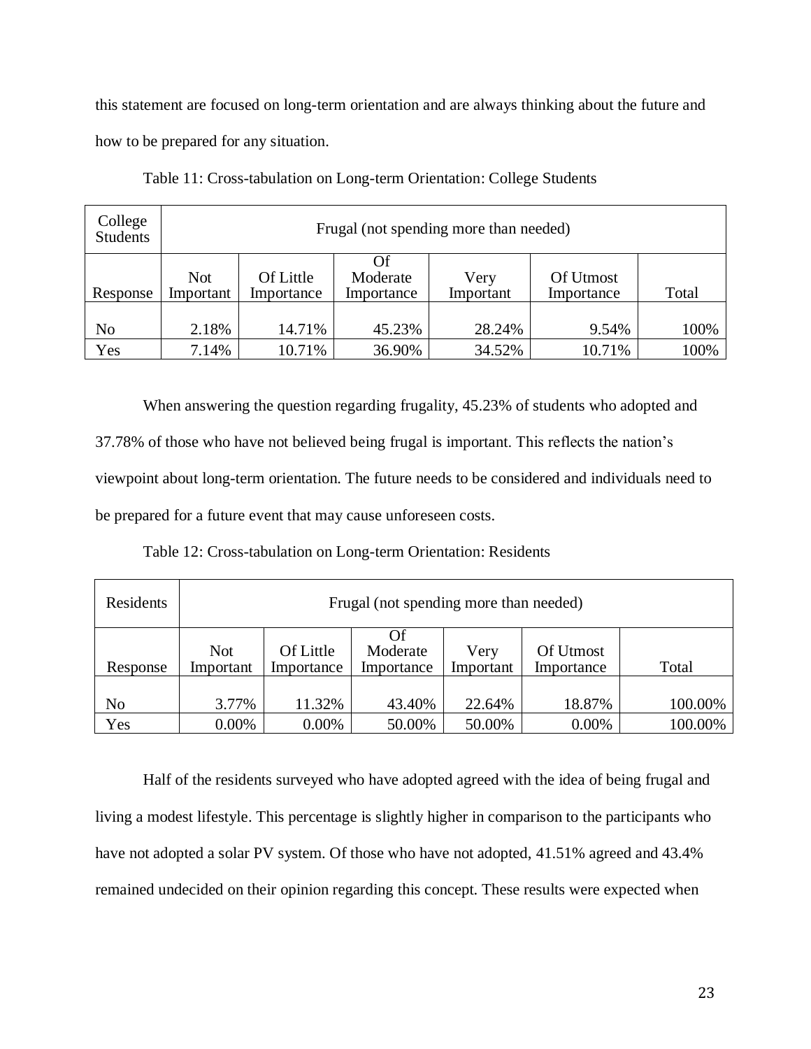this statement are focused on long-term orientation and are always thinking about the future and how to be prepared for any situation.

Table 11: Cross-tabulation on Long-term Orientation: College Students

| College Students | Frugal (not spending more than needed) | | | | | |
|---|---|---|---|---|---|---|
| Response | Not Important | Of Little Importance | Of Moderate Importance | Very Important | Of Utmost Importance | Total |
| No | 2.18% | 14.71% | 45.23% | 28.24% | 9.54% | 100% |
| Yes | 7.14% | 10.71% | 36.90% | 34.52% | 10.71% | 100% |

When answering the question regarding frugality, 45.23% of students who adopted and 37.78% of those who have not believed being frugal is important. This reflects the nation's viewpoint about long-term orientation. The future needs to be considered and individuals need to be prepared for a future event that may cause unforeseen costs.

Table 12: Cross-tabulation on Long-term Orientation: Residents

| Residents | Frugal (not spending more than needed) | | | | | |
|---|---|---|---|---|---|---|
| Response | Not Important | Of Little Importance | Of Moderate Importance | Very Important | Of Utmost Importance | Total |
| No | 3.77% | 11.32% | 43.40% | 22.64% | 18.87% | 100.00% |
| Yes | 0.00% | 0.00% | 50.00% | 50.00% | 0.00% | 100.00% |

Half of the residents surveyed who have adopted agreed with the idea of being frugal and living a modest lifestyle. This percentage is slightly higher in comparison to the participants who have not adopted a solar PV system. Of those who have not adopted, 41.51% agreed and 43.4% remained undecided on their opinion regarding this concept. These results were expected when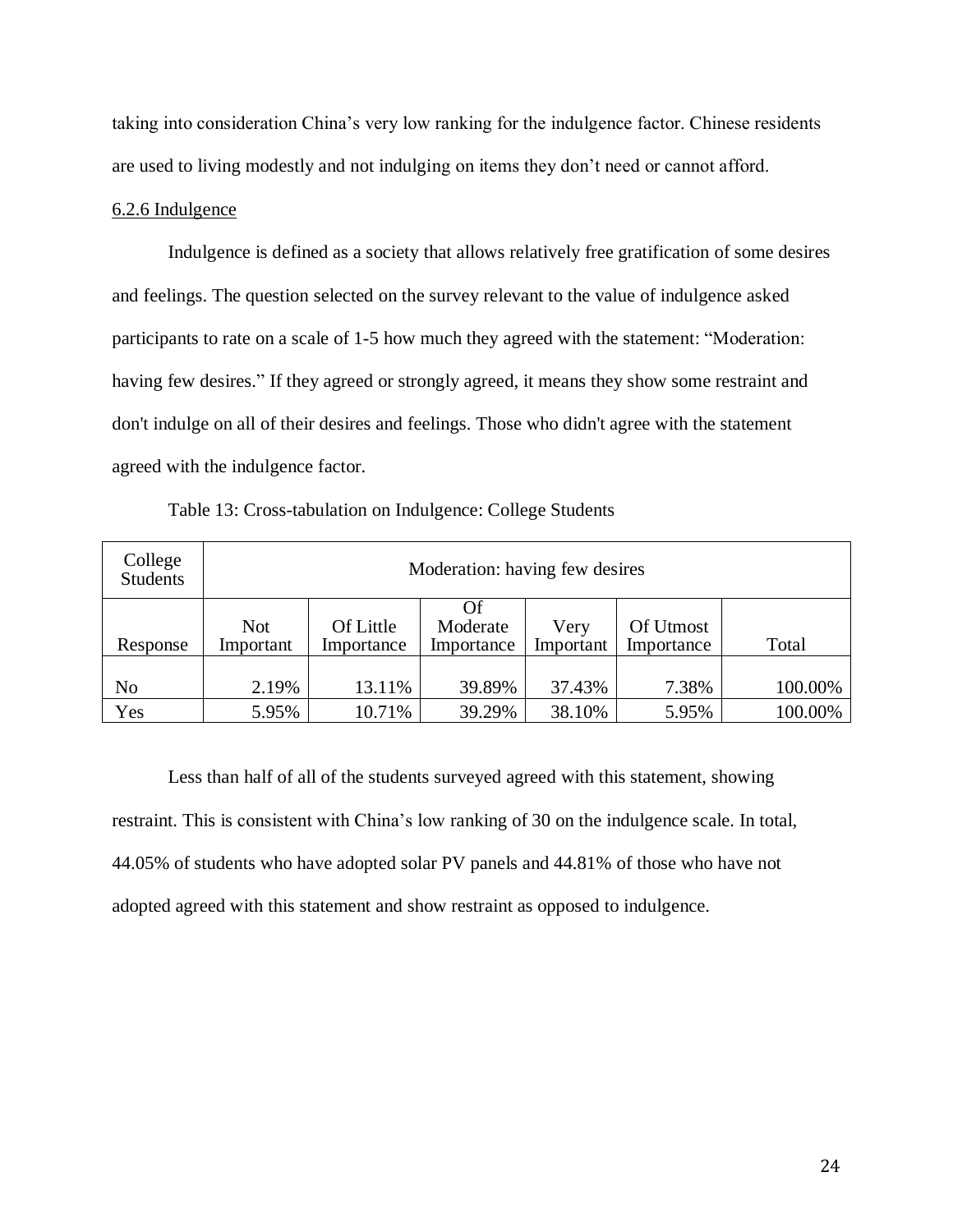taking into consideration China's very low ranking for the indulgence factor. Chinese residents are used to living modestly and not indulging on items they don't need or cannot afford.

6.2.6 Indulgence

Indulgence is defined as a society that allows relatively free gratification of some desires and feelings. The question selected on the survey relevant to the value of indulgence asked participants to rate on a scale of 1-5 how much they agreed with the statement: "Moderation: having few desires." If they agreed or strongly agreed, it means they show some restraint and don't indulge on all of their desires and feelings. Those who didn't agree with the statement agreed with the indulgence factor.

Table 13: Cross-tabulation on Indulgence: College Students

| College Students | Moderation: having few desires | | | | | |
|---|---|---|---|---|---|---|
| Response | Not Important | Of Little Importance | Of Moderate Importance | Very Important | Of Utmost Importance | Total |
| No | 2.19% | 13.11% | 39.89% | 37.43% | 7.38% | 100.00% |
| Yes | 5.95% | 10.71% | 39.29% | 38.10% | 5.95% | 100.00% |

Less than half of all of the students surveyed agreed with this statement, showing restraint. This is consistent with China's low ranking of 30 on the indulgence scale. In total, 44.05% of students who have adopted solar PV panels and 44.81% of those who have not adopted agreed with this statement and show restraint as opposed to indulgence.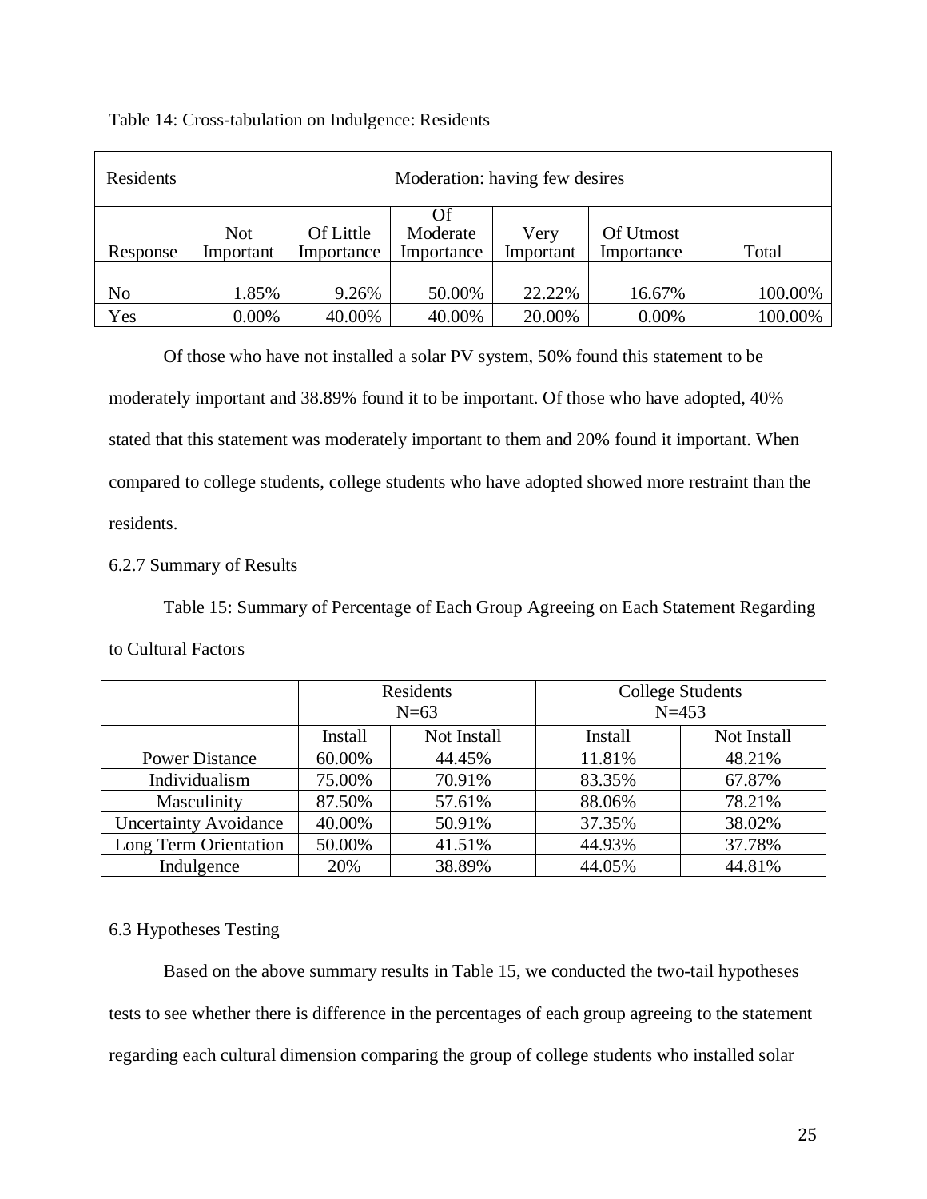Table 14: Cross-tabulation on Indulgence: Residents

| Residents | Moderation: having few desires | | | | | |
|---|---|---|---|---|---|---|
| Response | Not Important | Of Little Importance | Of Moderate Importance | Very Important | Of Utmost Importance | Total |
| No | 1.85% | 9.26% | 50.00% | 22.22% | 16.67% | 100.00% |
| Yes | 0.00% | 40.00% | 40.00% | 20.00% | 0.00% | 100.00% |

Of those who have not installed a solar PV system, 50% found this statement to be moderately important and 38.89% found it to be important. Of those who have adopted, 40% stated that this statement was moderately important to them and 20% found it important. When compared to college students, college students who have adopted showed more restraint than the residents.

6.2.7 Summary of Results

Table 15: Summary of Percentage of Each Group Agreeing on Each Statement Regarding to Cultural Factors

| | Residents N=63 | | College Students N=453 | |
|---|---|---|---|---|
| | Install | Not Install | Install | Not Install |
| Power Distance | 60.00% | 44.45% | 11.81% | 48.21% |
| Individualism | 75.00% | 70.91% | 83.35% | 67.87% |
| Masculinity | 87.50% | 57.61% | 88.06% | 78.21% |
| Uncertainty Avoidance | 40.00% | 50.91% | 37.35% | 38.02% |
| Long Term Orientation | 50.00% | 41.51% | 44.93% | 37.78% |
| Indulgence | 20% | 38.89% | 44.05% | 44.81% |

## 6.3 Hypotheses Testing

Based on the above summary results in Table 15, we conducted the two-tail hypotheses tests to see whether there is difference in the percentages of each group agreeing to the statement regarding each cultural dimension comparing the group of college students who installed solar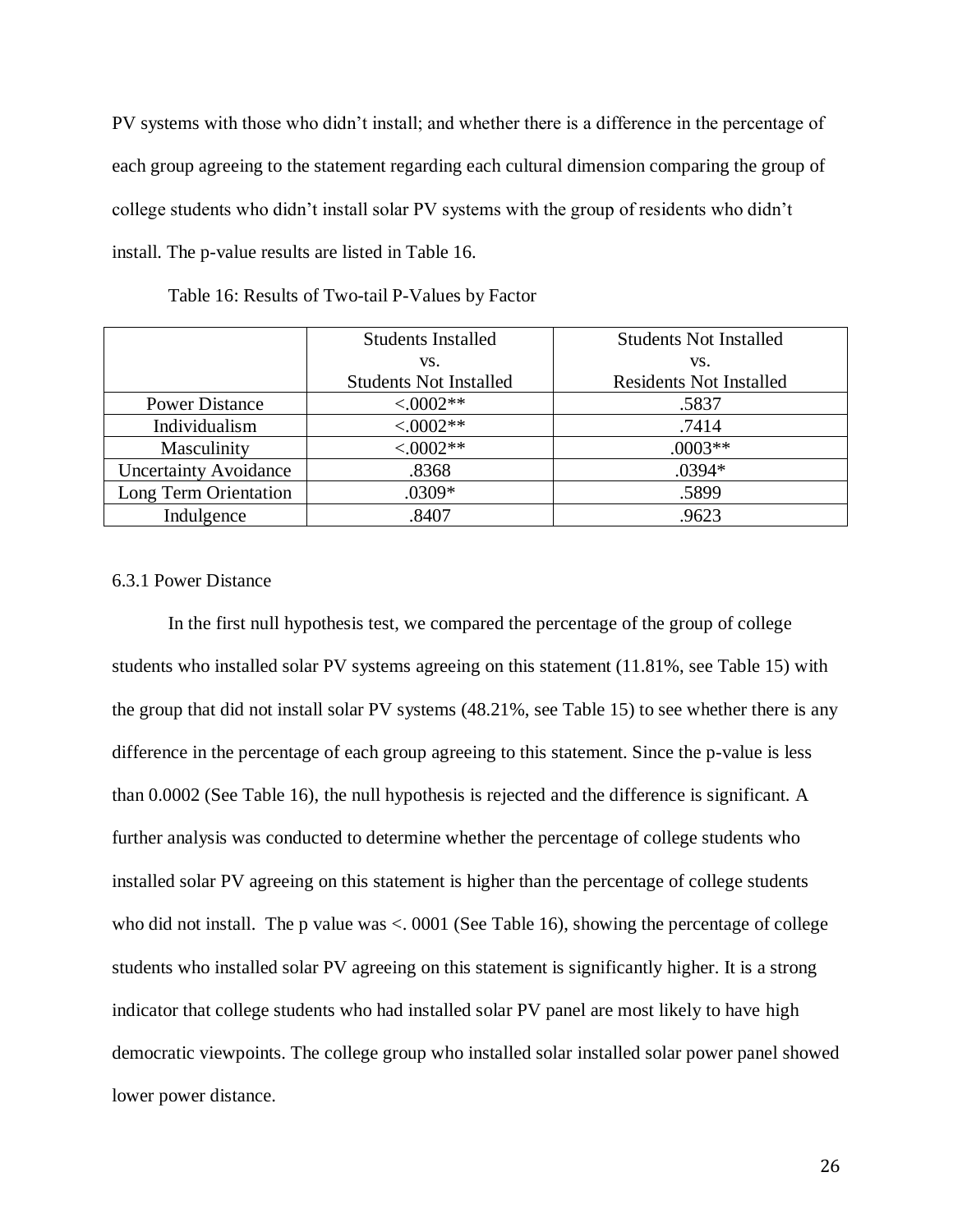PV systems with those who didn't install; and whether there is a difference in the percentage of each group agreeing to the statement regarding each cultural dimension comparing the group of college students who didn't install solar PV systems with the group of residents who didn't install. The p-value results are listed in Table 16.

Table 16: Results of Two-tail P-Values by Factor

| | Students Installed vs. Students Not Installed | Students Not Installed vs. Residents Not Installed |
|---|---|---|
| Power Distance | <.0002** | .5837 |
| Individualism | <.0002** | .7414 |
| Masculinity | <.0002** | .0003** |
| Uncertainty Avoidance | .8368 | .0394* |
| Long Term Orientation | .0309* | .5899 |
| Indulgence | .8407 | .9623 |

### 6.3.1 Power Distance

In the first null hypothesis test, we compared the percentage of the group of college students who installed solar PV systems agreeing on this statement (11.81%, see Table 15) with the group that did not install solar PV systems (48.21%, see Table 15) to see whether there is any difference in the percentage of each group agreeing to this statement. Since the p-value is less than 0.0002 (See Table 16), the null hypothesis is rejected and the difference is significant. A further analysis was conducted to determine whether the percentage of college students who installed solar PV agreeing on this statement is higher than the percentage of college students who did not install. The p value was <. 0001 (See Table 16), showing the percentage of college students who installed solar PV agreeing on this statement is significantly higher. It is a strong indicator that college students who had installed solar PV panel are most likely to have high democratic viewpoints. The college group who installed solar installed solar power panel showed lower power distance.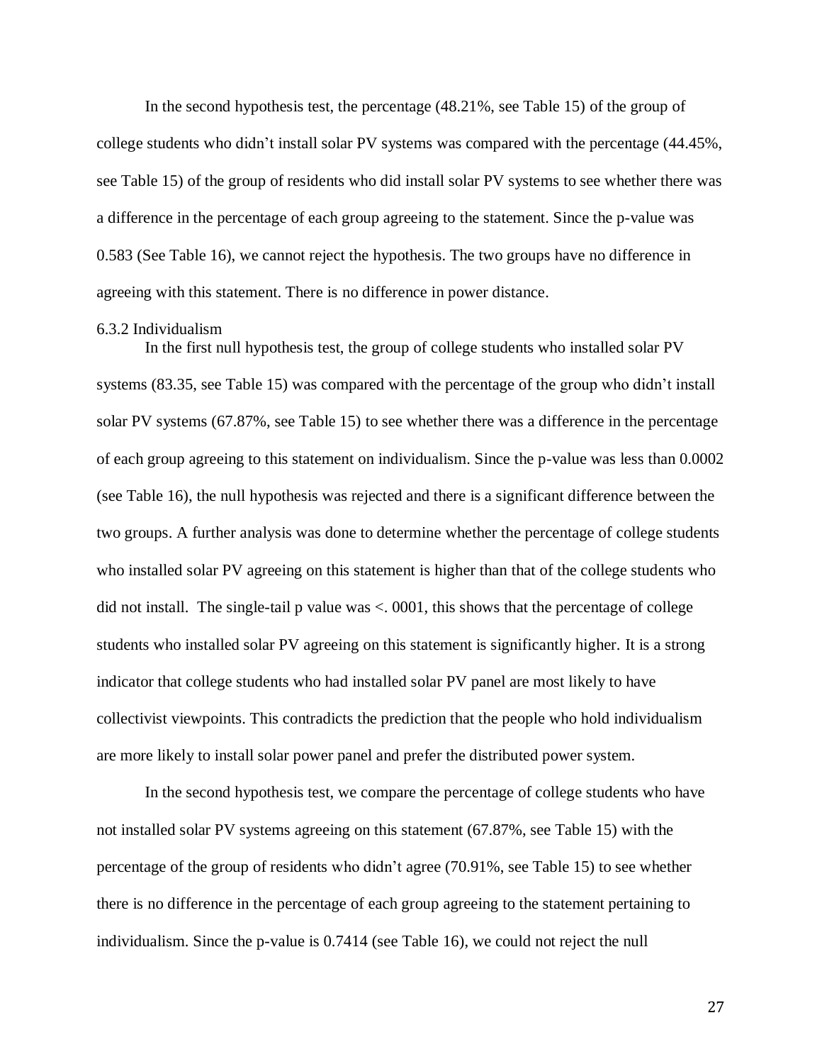In the second hypothesis test, the percentage (48.21%, see Table 15) of the group of college students who didn't install solar PV systems was compared with the percentage (44.45%, see Table 15) of the group of residents who did install solar PV systems to see whether there was a difference in the percentage of each group agreeing to the statement. Since the p-value was 0.583 (See Table 16), we cannot reject the hypothesis. The two groups have no difference in agreeing with this statement. There is no difference in power distance.

### 6.3.2 Individualism

In the first null hypothesis test, the group of college students who installed solar PV systems (83.35, see Table 15) was compared with the percentage of the group who didn't install solar PV systems (67.87%, see Table 15) to see whether there was a difference in the percentage of each group agreeing to this statement on individualism. Since the p-value was less than 0.0002 (see Table 16), the null hypothesis was rejected and there is a significant difference between the two groups. A further analysis was done to determine whether the percentage of college students who installed solar PV agreeing on this statement is higher than that of the college students who did not install. The single-tail p value was <. 0001, this shows that the percentage of college students who installed solar PV agreeing on this statement is significantly higher. It is a strong indicator that college students who had installed solar PV panel are most likely to have collectivist viewpoints. This contradicts the prediction that the people who hold individualism are more likely to install solar power panel and prefer the distributed power system.

In the second hypothesis test, we compare the percentage of college students who have not installed solar PV systems agreeing on this statement (67.87%, see Table 15) with the percentage of the group of residents who didn't agree (70.91%, see Table 15) to see whether there is no difference in the percentage of each group agreeing to the statement pertaining to individualism. Since the p-value is 0.7414 (see Table 16), we could not reject the null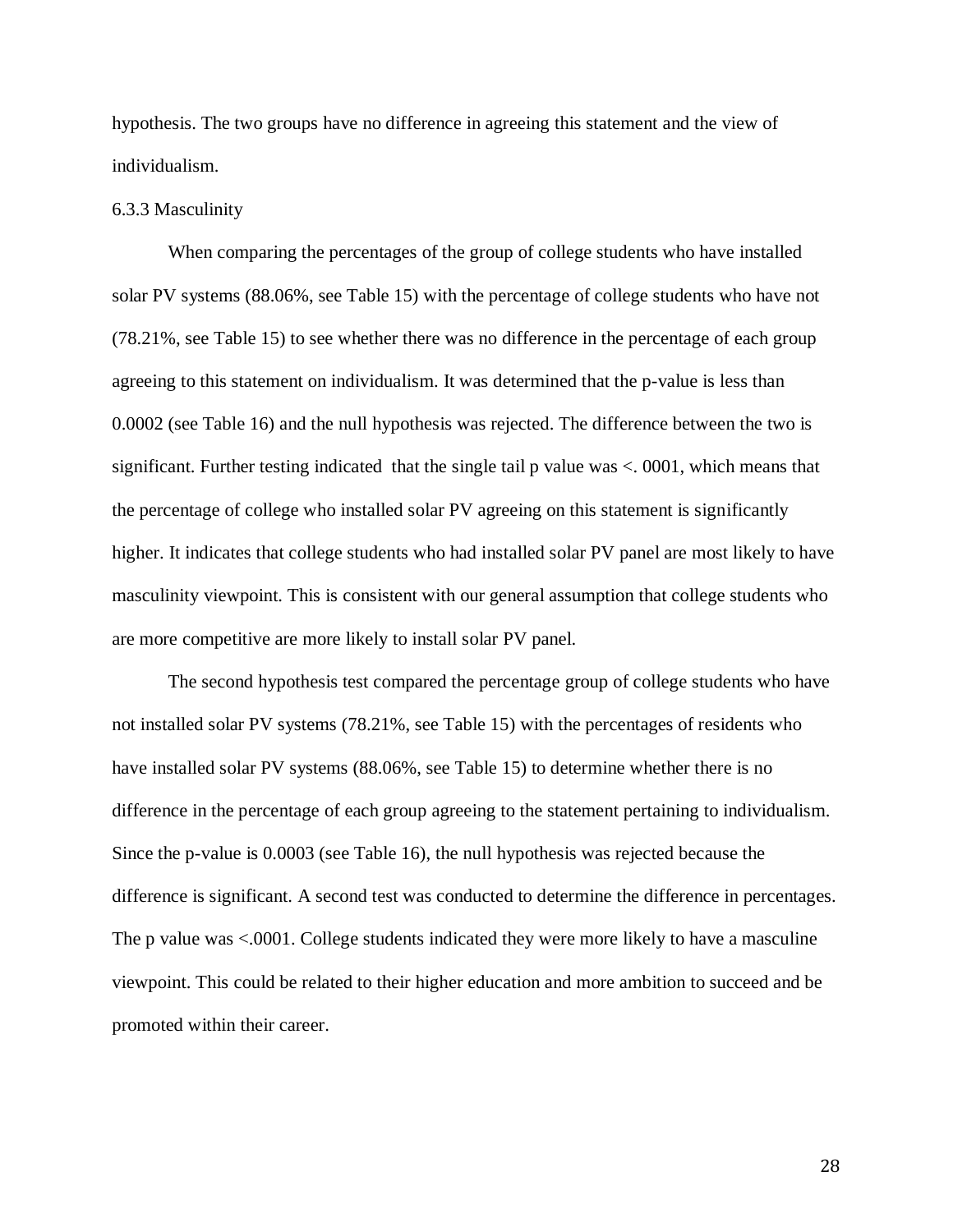hypothesis. The two groups have no difference in agreeing this statement and the view of individualism.

### 6.3.3 Masculinity

When comparing the percentages of the group of college students who have installed solar PV systems (88.06%, see Table 15) with the percentage of college students who have not (78.21%, see Table 15) to see whether there was no difference in the percentage of each group agreeing to this statement on individualism. It was determined that the p-value is less than 0.0002 (see Table 16) and the null hypothesis was rejected. The difference between the two is significant. Further testing indicated that the single tail p value was <. 0001, which means that the percentage of college who installed solar PV agreeing on this statement is significantly higher. It indicates that college students who had installed solar PV panel are most likely to have masculinity viewpoint. This is consistent with our general assumption that college students who are more competitive are more likely to install solar PV panel.

The second hypothesis test compared the percentage group of college students who have not installed solar PV systems (78.21%, see Table 15) with the percentages of residents who have installed solar PV systems (88.06%, see Table 15) to determine whether there is no difference in the percentage of each group agreeing to the statement pertaining to individualism. Since the p-value is 0.0003 (see Table 16), the null hypothesis was rejected because the difference is significant. A second test was conducted to determine the difference in percentages. The p value was <.0001. College students indicated they were more likely to have a masculine viewpoint. This could be related to their higher education and more ambition to succeed and be promoted within their career.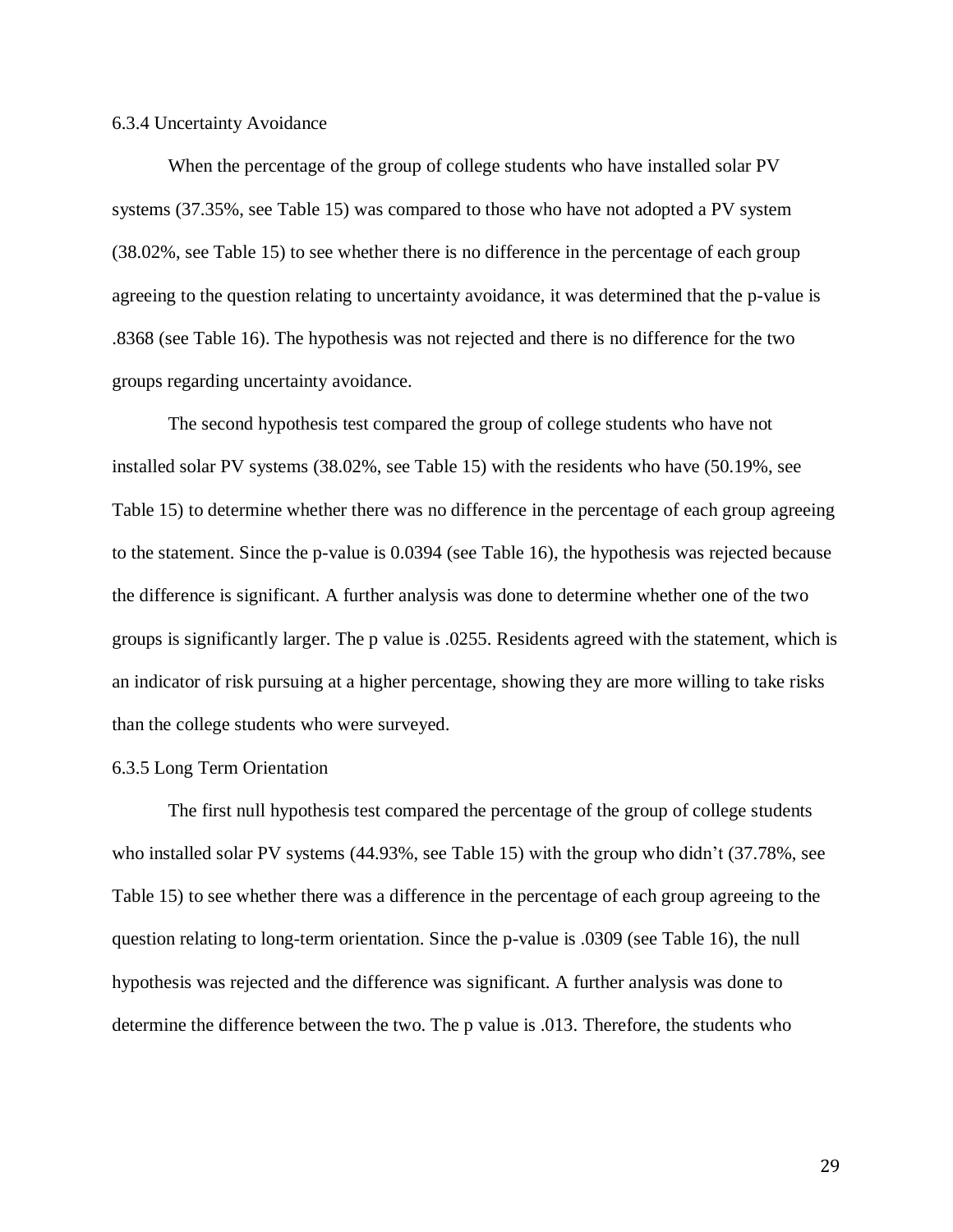### 6.3.4 Uncertainty Avoidance

When the percentage of the group of college students who have installed solar PV systems (37.35%, see Table 15) was compared to those who have not adopted a PV system (38.02%, see Table 15) to see whether there is no difference in the percentage of each group agreeing to the question relating to uncertainty avoidance, it was determined that the p-value is .8368 (see Table 16). The hypothesis was not rejected and there is no difference for the two groups regarding uncertainty avoidance.

The second hypothesis test compared the group of college students who have not installed solar PV systems (38.02%, see Table 15) with the residents who have (50.19%, see Table 15) to determine whether there was no difference in the percentage of each group agreeing to the statement. Since the p-value is 0.0394 (see Table 16), the hypothesis was rejected because the difference is significant. A further analysis was done to determine whether one of the two groups is significantly larger. The p value is .0255. Residents agreed with the statement, which is an indicator of risk pursuing at a higher percentage, showing they are more willing to take risks than the college students who were surveyed.

### 6.3.5 Long Term Orientation

The first null hypothesis test compared the percentage of the group of college students who installed solar PV systems (44.93%, see Table 15) with the group who didn't (37.78%, see Table 15) to see whether there was a difference in the percentage of each group agreeing to the question relating to long-term orientation. Since the p-value is .0309 (see Table 16), the null hypothesis was rejected and the difference was significant. A further analysis was done to determine the difference between the two. The p value is .013. Therefore, the students who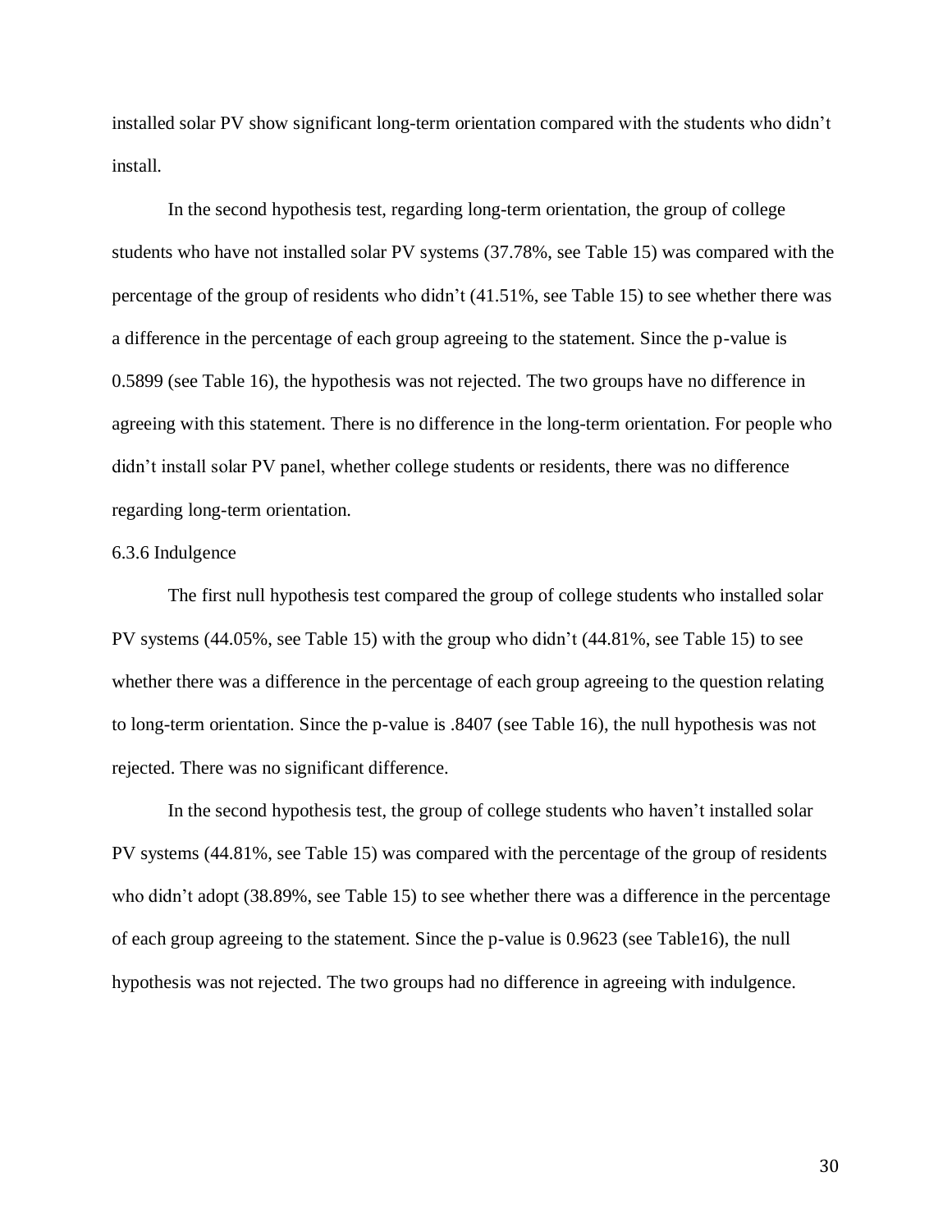installed solar PV show significant long-term orientation compared with the students who didn't install.

In the second hypothesis test, regarding long-term orientation, the group of college students who have not installed solar PV systems (37.78%, see Table 15) was compared with the percentage of the group of residents who didn't (41.51%, see Table 15) to see whether there was a difference in the percentage of each group agreeing to the statement. Since the p-value is 0.5899 (see Table 16), the hypothesis was not rejected. The two groups have no difference in agreeing with this statement. There is no difference in the long-term orientation. For people who didn't install solar PV panel, whether college students or residents, there was no difference regarding long-term orientation.

### 6.3.6 Indulgence

The first null hypothesis test compared the group of college students who installed solar PV systems (44.05%, see Table 15) with the group who didn't (44.81%, see Table 15) to see whether there was a difference in the percentage of each group agreeing to the question relating to long-term orientation. Since the p-value is .8407 (see Table 16), the null hypothesis was not rejected. There was no significant difference.

In the second hypothesis test, the group of college students who haven't installed solar PV systems (44.81%, see Table 15) was compared with the percentage of the group of residents who didn't adopt (38.89%, see Table 15) to see whether there was a difference in the percentage of each group agreeing to the statement. Since the p-value is 0.9623 (see Table16), the null hypothesis was not rejected. The two groups had no difference in agreeing with indulgence.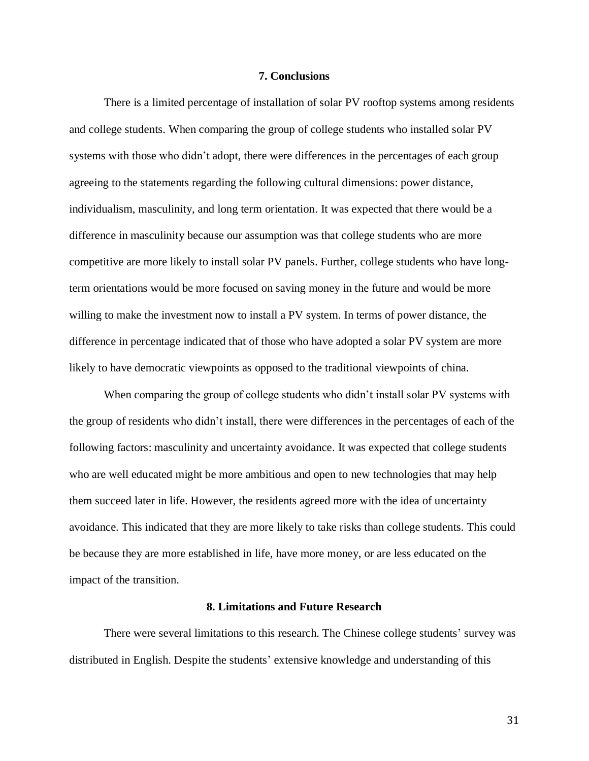## 7. Conclusions

There is a limited percentage of installation of solar PV rooftop systems among residents and college students. When comparing the group of college students who installed solar PV systems with those who didn't adopt, there were differences in the percentages of each group agreeing to the statements regarding the following cultural dimensions: power distance, individualism, masculinity, and long term orientation. It was expected that there would be a difference in masculinity because our assumption was that college students who are more competitive are more likely to install solar PV panels. Further, college students who have long-term orientations would be more focused on saving money in the future and would be more willing to make the investment now to install a PV system. In terms of power distance, the difference in percentage indicated that of those who have adopted a solar PV system are more likely to have democratic viewpoints as opposed to the traditional viewpoints of china.

When comparing the group of college students who didn't install solar PV systems with the group of residents who didn't install, there were differences in the percentages of each of the following factors: masculinity and uncertainty avoidance. It was expected that college students who are well educated might be more ambitious and open to new technologies that may help them succeed later in life. However, the residents agreed more with the idea of uncertainty avoidance. This indicated that they are more likely to take risks than college students. This could be because they are more established in life, have more money, or are less educated on the impact of the transition.

## 8. Limitations and Future Research

There were several limitations to this research. The Chinese college students' survey was distributed in English. Despite the students' extensive knowledge and understanding of this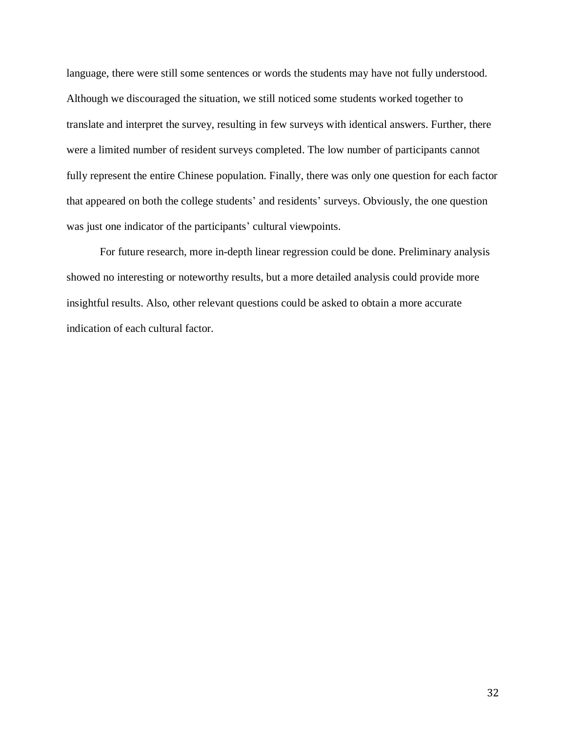language, there were still some sentences or words the students may have not fully understood. Although we discouraged the situation, we still noticed some students worked together to translate and interpret the survey, resulting in few surveys with identical answers. Further, there were a limited number of resident surveys completed. The low number of participants cannot fully represent the entire Chinese population. Finally, there was only one question for each factor that appeared on both the college students' and residents' surveys. Obviously, the one question was just one indicator of the participants' cultural viewpoints.

For future research, more in-depth linear regression could be done. Preliminary analysis showed no interesting or noteworthy results, but a more detailed analysis could provide more insightful results. Also, other relevant questions could be asked to obtain a more accurate indication of each cultural factor.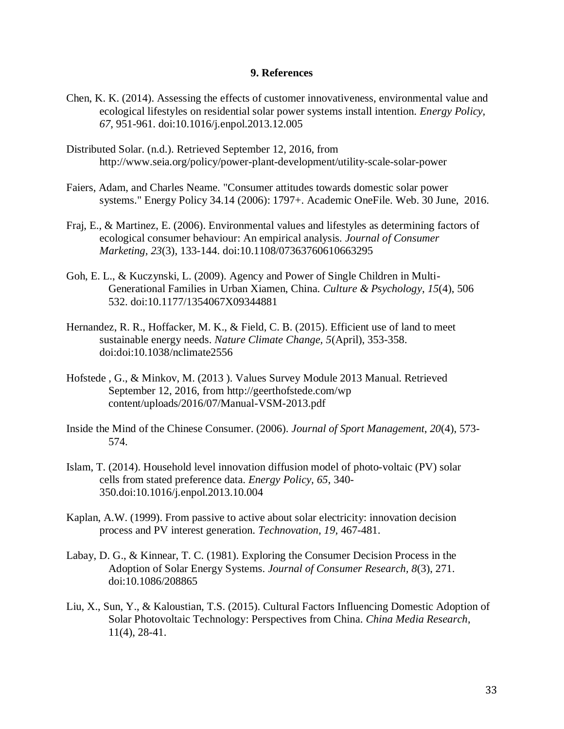# 9. References

Chen, K. K. (2014). Assessing the effects of customer innovativeness, environmental value and ecological lifestyles on residential solar power systems install intention. *Energy Policy, 67*, 951-961. doi:10.1016/j.enpol.2013.12.005

Distributed Solar. (n.d.). Retrieved September 12, 2016, from http://www.seia.org/policy/power-plant-development/utility-scale-solar-power

Faiers, Adam, and Charles Neame. "Consumer attitudes towards domestic solar power systems." Energy Policy 34.14 (2006): 1797+. Academic OneFile. Web. 30 June, 2016.

Fraj, E., & Martinez, E. (2006). Environmental values and lifestyles as determining factors of ecological consumer behaviour: An empirical analysis. *Journal of Consumer Marketing, 23*(3), 133-144. doi:10.1108/07363760610663295

Goh, E. L., & Kuczynski, L. (2009). Agency and Power of Single Children in Multi-Generational Families in Urban Xiamen, China. *Culture & Psychology, 15*(4), 506 532. doi:10.1177/1354067X09344881

Hernandez, R. R., Hoffacker, M. K., & Field, C. B. (2015). Efficient use of land to meet sustainable energy needs. *Nature Climate Change, 5*(April), 353-358. doi:doi:10.1038/nclimate2556

Hofstede , G., & Minkov, M. (2013 ). Values Survey Module 2013 Manual. Retrieved September 12, 2016, from http://geerthofstede.com/wp content/uploads/2016/07/Manual-VSM-2013.pdf

Inside the Mind of the Chinese Consumer. (2006). *Journal of Sport Management, 20*(4), 573-574.

Islam, T. (2014). Household level innovation diffusion model of photo-voltaic (PV) solar cells from stated preference data. *Energy Policy, 65*, 340-350.doi:10.1016/j.enpol.2013.10.004

Kaplan, A.W. (1999). From passive to active about solar electricity: innovation decision process and PV interest generation. *Technovation, 19,* 467-481.

Labay, D. G., & Kinnear, T. C. (1981). Exploring the Consumer Decision Process in the Adoption of Solar Energy Systems. *Journal of Consumer Research, 8*(3), 271. doi:10.1086/208865

Liu, X., Sun, Y., & Kaloustian, T.S. (2015). Cultural Factors Influencing Domestic Adoption of Solar Photovoltaic Technology: Perspectives from China. *China Media Research*, 11(4), 28-41.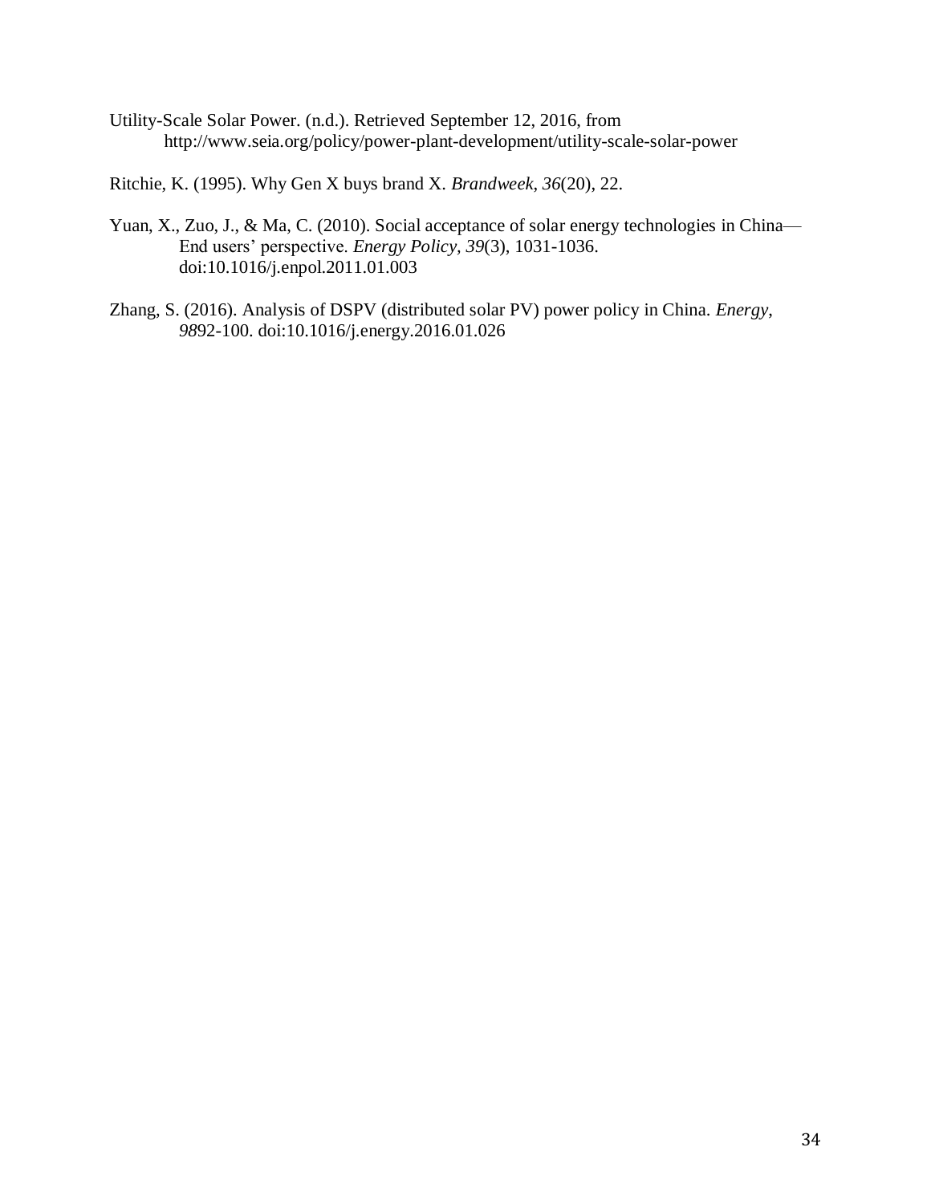Utility-Scale Solar Power. (n.d.). Retrieved September 12, 2016, from http://www.seia.org/policy/power-plant-development/utility-scale-solar-power

Ritchie, K. (1995). Why Gen X buys brand X. *Brandweek*, *36*(20), 22.

Yuan, X., Zuo, J., & Ma, C. (2010). Social acceptance of solar energy technologies in China—End users' perspective. *Energy Policy, 39*(3), 1031-1036. doi:10.1016/j.enpol.2011.01.003

Zhang, S. (2016). Analysis of DSPV (distributed solar PV) power policy in China. *Energy*, *98*92-100. doi:10.1016/j.energy.2016.01.026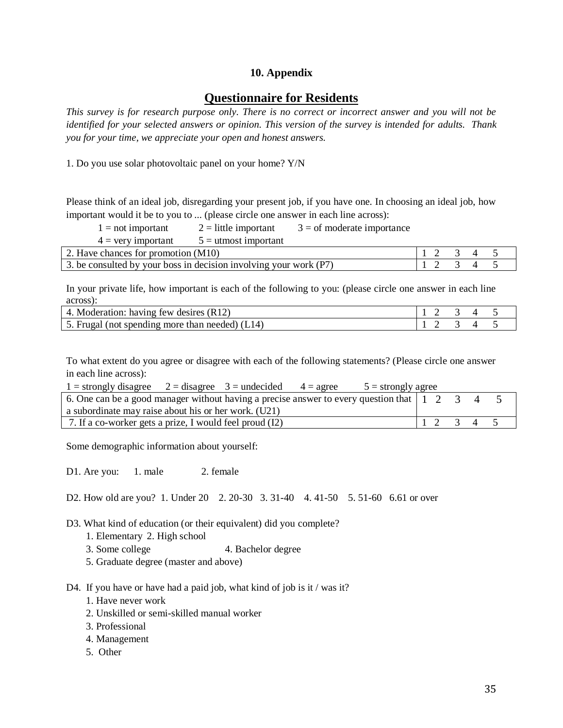**10. Appendix**

## Questionnaire for Residents

*This survey is for research purpose only. There is no correct or incorrect answer and you will not be identified for your selected answers or opinion. This version of the survey is intended for adults. Thank you for your time, we appreciate your open and honest answers.*

1. Do you use solar photovoltaic panel on your home? Y/N

Please think of an ideal job, disregarding your present job, if you have one. In choosing an ideal job, how important would it be to you to ... (please circle one answer in each line across):

1 = not important 2 = little important 3 = of moderate importance
4 = very important 5 = utmost important

| | |
|---|---|
| 2. Have chances for promotion (M10) | 1 2 3 4 5 |
| 3. be consulted by your boss in decision involving your work (P7) | 1 2 3 4 5 |

In your private life, how important is each of the following to you: (please circle one answer in each line across):

| | |
|---|---|
| 4. Moderation: having few desires (R12) | 1 2 3 4 5 |
| 5. Frugal (not spending more than needed) (L14) | 1 2 3 4 5 |

To what extent do you agree or disagree with each of the following statements? (Please circle one answer in each line across):

1 = strongly disagree 2 = disagree 3 = undecided 4 = agree 5 = strongly agree

| | |
|---|---|
| 6. One can be a good manager without having a precise answer to every question that a subordinate may raise about his or her work. (U21) | 1 2 3 4 5 |
| 7. If a co-worker gets a prize, I would feel proud (I2) | 1 2 3 4 5 |

Some demographic information about yourself:

D1. Are you: 1. male 2. female

D2. How old are you? 1. Under 20 2. 20-30 3. 31-40 4. 41-50 5. 51-60 6.61 or over

D3. What kind of education (or their equivalent) did you complete?
1. Elementary 2. High school
3. Some college 4. Bachelor degree
5. Graduate degree (master and above)

D4. If you have or have had a paid job, what kind of job is it / was it?
1. Have never work
2. Unskilled or semi-skilled manual worker
3. Professional
4. Management
5. Other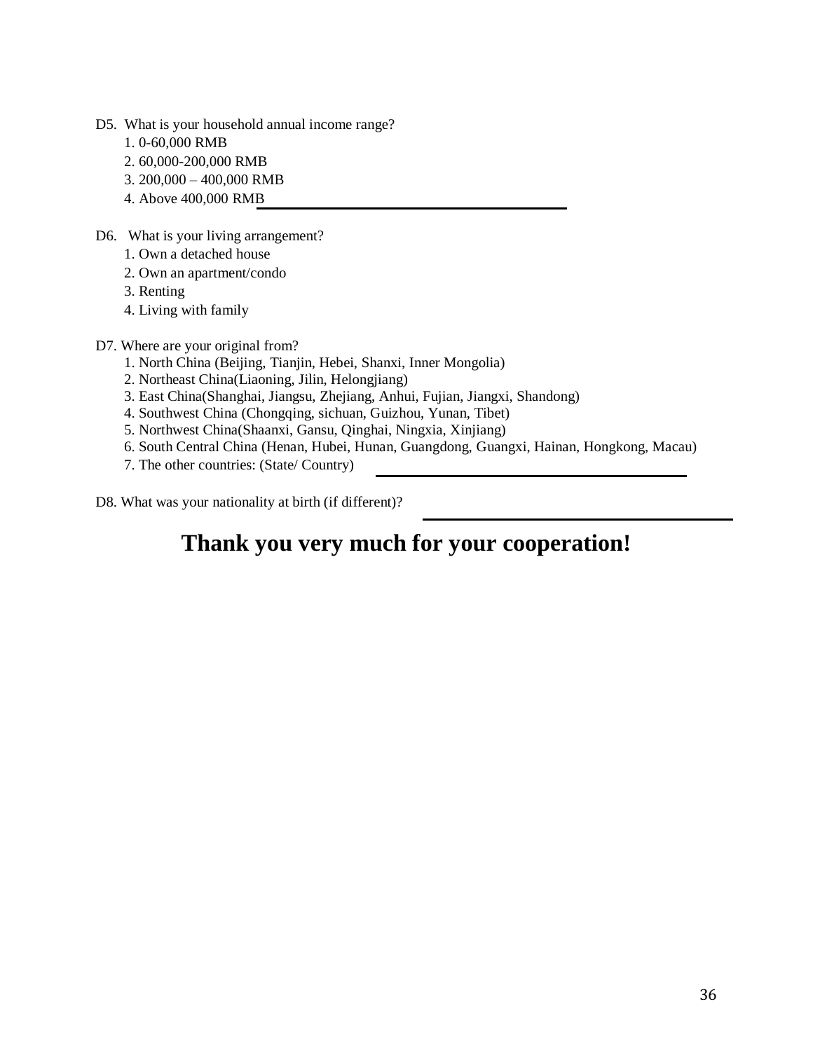D5. What is your household annual income range?

1. 0-60,000 RMB
2. 60,000-200,000 RMB
3. 200,000 – 400,000 RMB
4. Above 400,000 RMB ____________________

D6. What is your living arrangement?

1. Own a detached house
2. Own an apartment/condo
3. Renting
4. Living with family

D7. Where are your original from?

1. North China (Beijing, Tianjin, Hebei, Shanxi, Inner Mongolia)
2. Northeast China(Liaoning, Jilin, Helongjiang)
3. East China(Shanghai, Jiangsu, Zhejiang, Anhui, Fujian, Jiangxi, Shandong)
4. Southwest China (Chongqing, sichuan, Guizhou, Yunan, Tibet)
5. Northwest China(Shaanxi, Gansu, Qinghai, Ningxia, Xinjiang)
6. South Central China (Henan, Hubei, Hunan, Guangdong, Guangxi, Hainan, Hongkong, Macau)
7. The other countries: (State/ Country) ____________________

D8. What was your nationality at birth (if different)? ____________________

## Thank you very much for your cooperation!